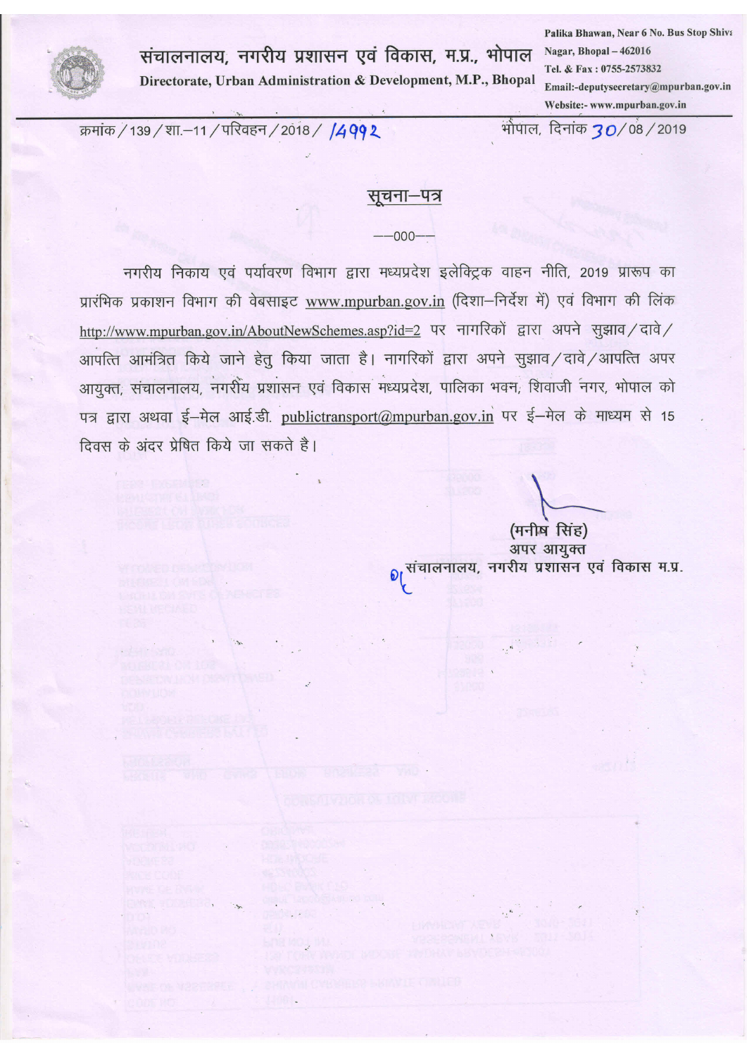# संचालनालय, नगरीय प्रशासन एवं विकास, म.प्र., भोपाल

**Directorate, Urban Administration & Development, M.P., Bhopal**

Palika Bhawan, Near 6 No. Bus Stop Shivaji Nagar, Bhopal – 462016
Tel. & Fax : 0755-2573832
Email:-deputysecretary@mpurban.gov.in
Website:- www.mpurban.gov.in

क्रमांक / 139 / शा.–11 / परिवहन / 2018 / 14992 भोपाल, दिनांक 30 / 08 / 2019

## सूचना–पत्र

––000––

नगरीय निकाय एवं पर्यावरण विभाग द्वारा मध्यप्रदेश इलेक्ट्रिक वाहन नीति, 2019 प्रारूप का प्रारंभिक प्रकाशन विभाग की वेबसाइट www.mpurban.gov.in (दिशा–निर्देश में) एवं विभाग की लिंक http://www.mpurban.gov.in/AboutNewSchemes.asp?id=2 पर नागरिकों द्वारा अपने सुझाव / दावे / आपत्ति आमंत्रित किये जाने हेतु किया जाता है। नागरिकों द्वारा अपने सुझाव / दावे / आपत्ति अपर आयुक्त, संचालनालय, नगरीय प्रशासन एवं विकास मध्यप्रदेश, पालिका भवन, शिवाजी नगर, भोपाल को पत्र द्वारा अथवा ई–मेल आई.डी. publictransport@mpurban.gov.in पर ई–मेल के माध्यम से 15 दिवस के अंदर प्रेषित किये जा सकते है।

(मनीष सिंह)
अपर आयुक्त
संचालनालय, नगरीय प्रशासन एवं विकास म.प्र.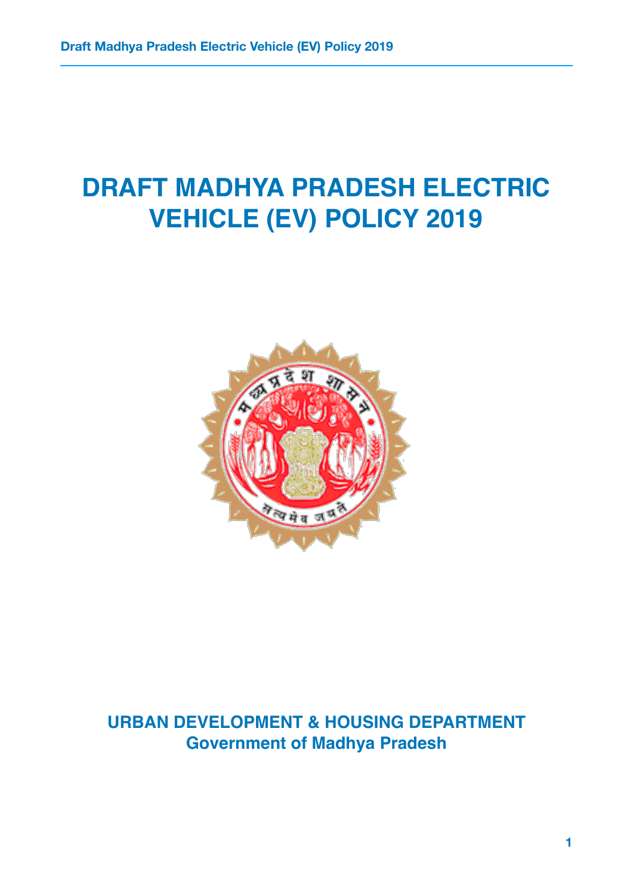# DRAFT MADHYA PRADESH ELECTRIC VEHICLE (EV) POLICY 2019

**URBAN DEVELOPMENT & HOUSING DEPARTMENT**
**Government of Madhya Pradesh**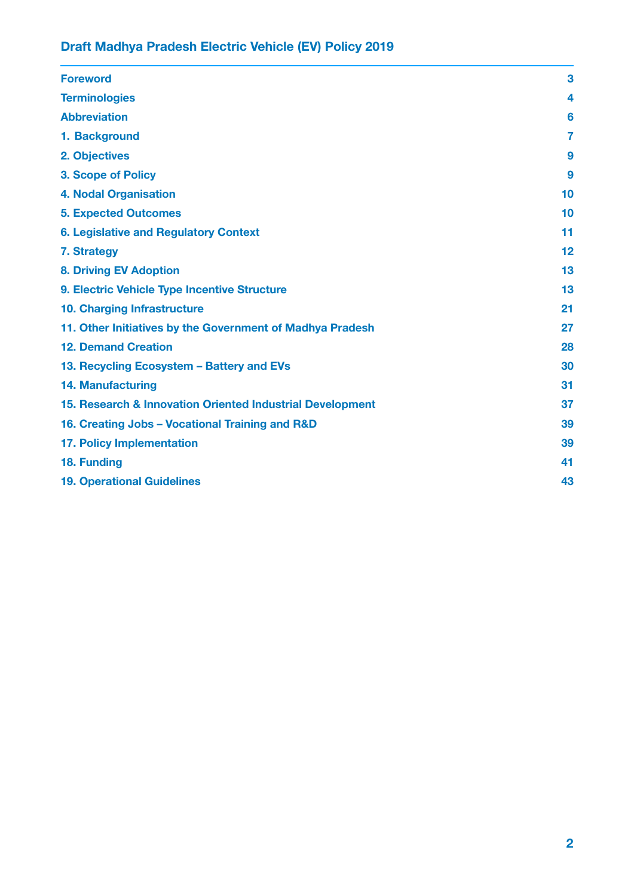# Draft Madhya Pradesh Electric Vehicle (EV) Policy 2019

| | |
|---|---|
| Foreword | 3 |
| Terminologies | 4 |
| Abbreviation | 6 |
| 1. Background | 7 |
| 2. Objectives | 9 |
| 3. Scope of Policy | 9 |
| 4. Nodal Organisation | 10 |
| 5. Expected Outcomes | 10 |
| 6. Legislative and Regulatory Context | 11 |
| 7. Strategy | 12 |
| 8. Driving EV Adoption | 13 |
| 9. Electric Vehicle Type Incentive Structure | 13 |
| 10. Charging Infrastructure | 21 |
| 11. Other Initiatives by the Government of Madhya Pradesh | 27 |
| 12. Demand Creation | 28 |
| 13. Recycling Ecosystem – Battery and EVs | 30 |
| 14. Manufacturing | 31 |
| 15. Research & Innovation Oriented Industrial Development | 37 |
| 16. Creating Jobs – Vocational Training and R&D | 39 |
| 17. Policy Implementation | 39 |
| 18. Funding | 41 |
| 19. Operational Guidelines | 43 |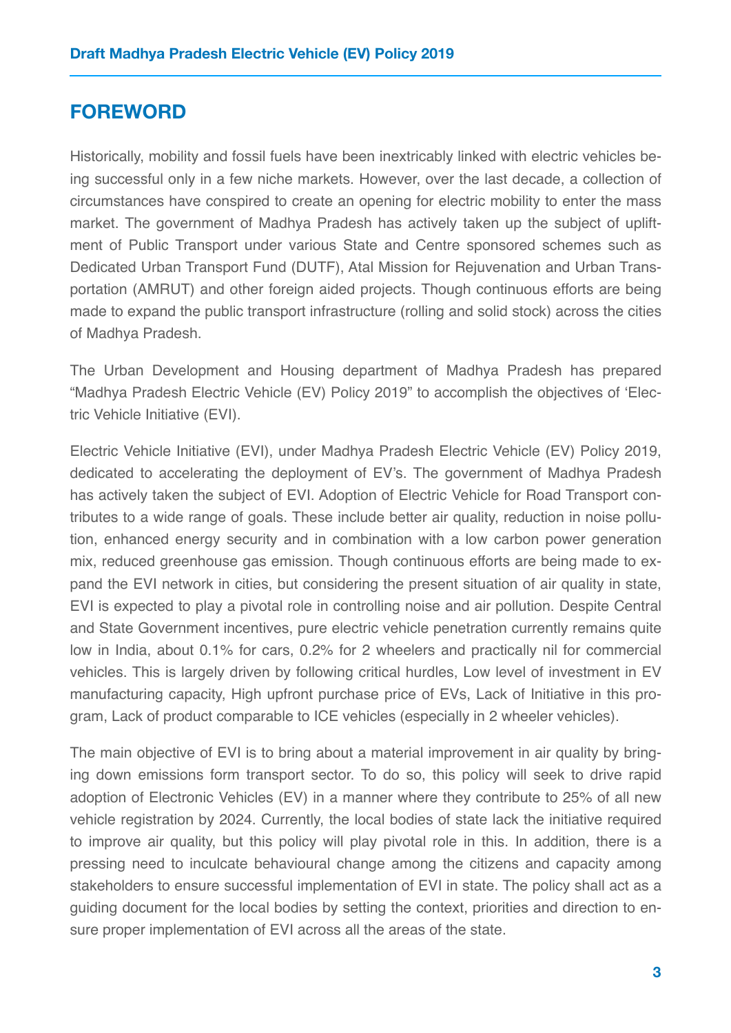## FOREWORD

Historically, mobility and fossil fuels have been inextricably linked with electric vehicles being successful only in a few niche markets. However, over the last decade, a collection of circumstances have conspired to create an opening for electric mobility to enter the mass market. The government of Madhya Pradesh has actively taken up the subject of upliftment of Public Transport under various State and Centre sponsored schemes such as Dedicated Urban Transport Fund (DUTF), Atal Mission for Rejuvenation and Urban Transportation (AMRUT) and other foreign aided projects. Though continuous efforts are being made to expand the public transport infrastructure (rolling and solid stock) across the cities of Madhya Pradesh.

The Urban Development and Housing department of Madhya Pradesh has prepared "Madhya Pradesh Electric Vehicle (EV) Policy 2019" to accomplish the objectives of 'Electric Vehicle Initiative (EVI).

Electric Vehicle Initiative (EVI), under Madhya Pradesh Electric Vehicle (EV) Policy 2019, dedicated to accelerating the deployment of EV's. The government of Madhya Pradesh has actively taken the subject of EVI. Adoption of Electric Vehicle for Road Transport contributes to a wide range of goals. These include better air quality, reduction in noise pollution, enhanced energy security and in combination with a low carbon power generation mix, reduced greenhouse gas emission. Though continuous efforts are being made to expand the EVI network in cities, but considering the present situation of air quality in state, EVI is expected to play a pivotal role in controlling noise and air pollution. Despite Central and State Government incentives, pure electric vehicle penetration currently remains quite low in India, about 0.1% for cars, 0.2% for 2 wheelers and practically nil for commercial vehicles. This is largely driven by following critical hurdles, Low level of investment in EV manufacturing capacity, High upfront purchase price of EVs, Lack of Initiative in this program, Lack of product comparable to ICE vehicles (especially in 2 wheeler vehicles).

The main objective of EVI is to bring about a material improvement in air quality by bringing down emissions form transport sector. To do so, this policy will seek to drive rapid adoption of Electronic Vehicles (EV) in a manner where they contribute to 25% of all new vehicle registration by 2024. Currently, the local bodies of state lack the initiative required to improve air quality, but this policy will play pivotal role in this. In addition, there is a pressing need to inculcate behavioural change among the citizens and capacity among stakeholders to ensure successful implementation of EVI in state. The policy shall act as a guiding document for the local bodies by setting the context, priorities and direction to ensure proper implementation of EVI across all the areas of the state.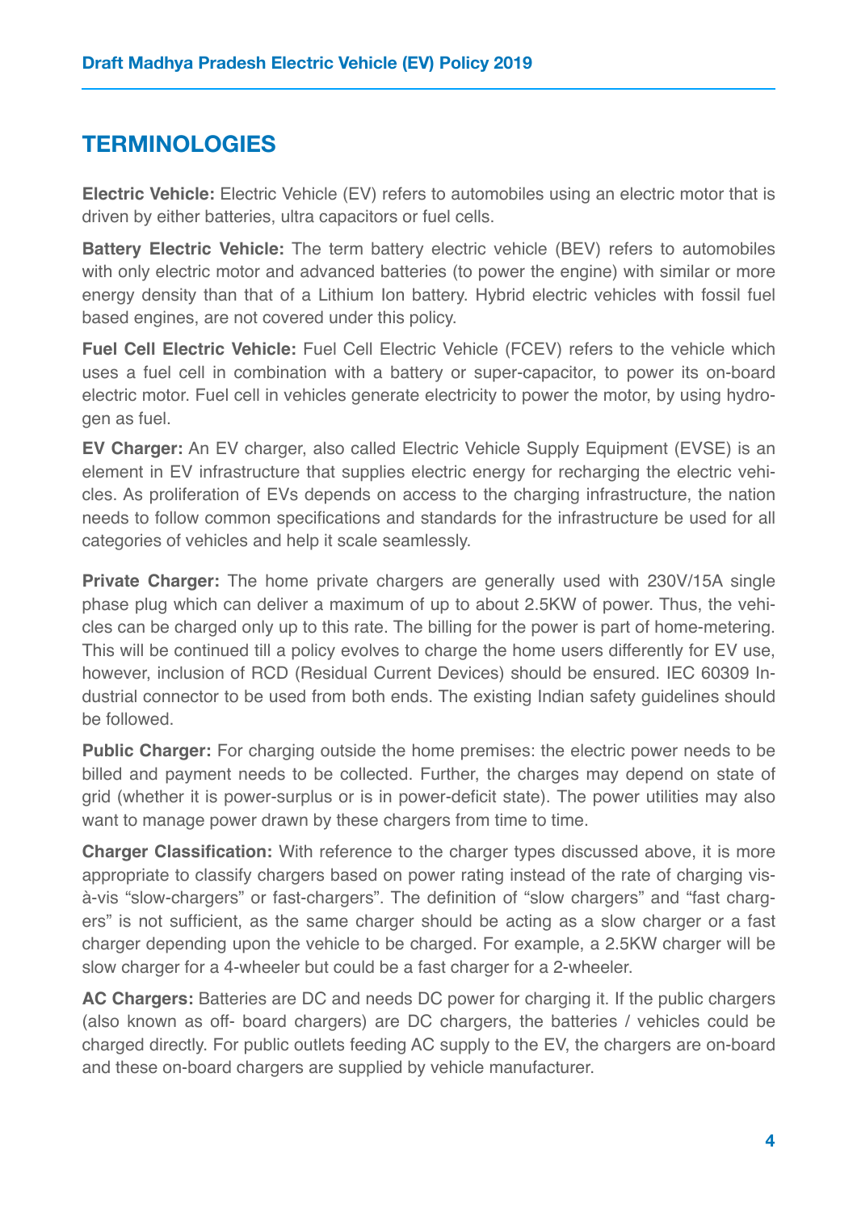## TERMINOLOGIES

**Electric Vehicle:** Electric Vehicle (EV) refers to automobiles using an electric motor that is driven by either batteries, ultra capacitors or fuel cells.

**Battery Electric Vehicle:** The term battery electric vehicle (BEV) refers to automobiles with only electric motor and advanced batteries (to power the engine) with similar or more energy density than that of a Lithium Ion battery. Hybrid electric vehicles with fossil fuel based engines, are not covered under this policy.

**Fuel Cell Electric Vehicle:** Fuel Cell Electric Vehicle (FCEV) refers to the vehicle which uses a fuel cell in combination with a battery or super-capacitor, to power its on-board electric motor. Fuel cell in vehicles generate electricity to power the motor, by using hydrogen as fuel.

**EV Charger:** An EV charger, also called Electric Vehicle Supply Equipment (EVSE) is an element in EV infrastructure that supplies electric energy for recharging the electric vehicles. As proliferation of EVs depends on access to the charging infrastructure, the nation needs to follow common specifications and standards for the infrastructure be used for all categories of vehicles and help it scale seamlessly.

**Private Charger:** The home private chargers are generally used with 230V/15A single phase plug which can deliver a maximum of up to about 2.5KW of power. Thus, the vehicles can be charged only up to this rate. The billing for the power is part of home-metering. This will be continued till a policy evolves to charge the home users differently for EV use, however, inclusion of RCD (Residual Current Devices) should be ensured. IEC 60309 Industrial connector to be used from both ends. The existing Indian safety guidelines should be followed.

**Public Charger:** For charging outside the home premises: the electric power needs to be billed and payment needs to be collected. Further, the charges may depend on state of grid (whether it is power-surplus or is in power-deficit state). The power utilities may also want to manage power drawn by these chargers from time to time.

**Charger Classification:** With reference to the charger types discussed above, it is more appropriate to classify chargers based on power rating instead of the rate of charging vis-à-vis "slow-chargers" or fast-chargers". The definition of "slow chargers" and "fast chargers" is not sufficient, as the same charger should be acting as a slow charger or a fast charger depending upon the vehicle to be charged. For example, a 2.5KW charger will be slow charger for a 4-wheeler but could be a fast charger for a 2-wheeler.

**AC Chargers:** Batteries are DC and needs DC power for charging it. If the public chargers (also known as off- board chargers) are DC chargers, the batteries / vehicles could be charged directly. For public outlets feeding AC supply to the EV, the chargers are on-board and these on-board chargers are supplied by vehicle manufacturer.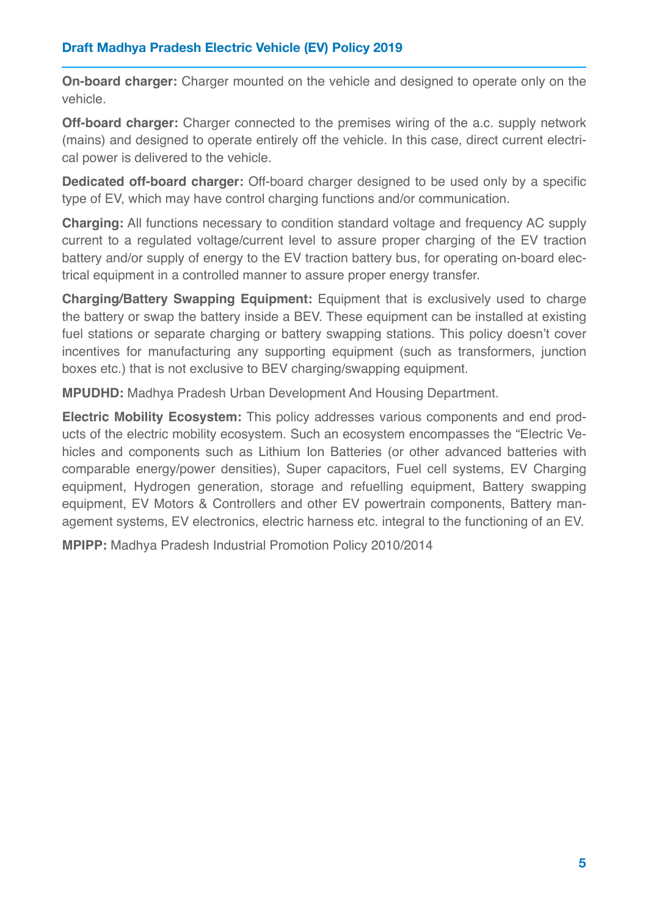**On-board charger:** Charger mounted on the vehicle and designed to operate only on the vehicle.

**Off-board charger:** Charger connected to the premises wiring of the a.c. supply network (mains) and designed to operate entirely off the vehicle. In this case, direct current electrical power is delivered to the vehicle.

**Dedicated off-board charger:** Off-board charger designed to be used only by a specific type of EV, which may have control charging functions and/or communication.

**Charging:** All functions necessary to condition standard voltage and frequency AC supply current to a regulated voltage/current level to assure proper charging of the EV traction battery and/or supply of energy to the EV traction battery bus, for operating on-board electrical equipment in a controlled manner to assure proper energy transfer.

**Charging/Battery Swapping Equipment:** Equipment that is exclusively used to charge the battery or swap the battery inside a BEV. These equipment can be installed at existing fuel stations or separate charging or battery swapping stations. This policy doesn't cover incentives for manufacturing any supporting equipment (such as transformers, junction boxes etc.) that is not exclusive to BEV charging/swapping equipment.

**MPUDHD:** Madhya Pradesh Urban Development And Housing Department.

**Electric Mobility Ecosystem:** This policy addresses various components and end products of the electric mobility ecosystem. Such an ecosystem encompasses the "Electric Vehicles and components such as Lithium Ion Batteries (or other advanced batteries with comparable energy/power densities), Super capacitors, Fuel cell systems, EV Charging equipment, Hydrogen generation, storage and refuelling equipment, Battery swapping equipment, EV Motors & Controllers and other EV powertrain components, Battery management systems, EV electronics, electric harness etc. integral to the functioning of an EV.

**MPIPP:** Madhya Pradesh Industrial Promotion Policy 2010/2014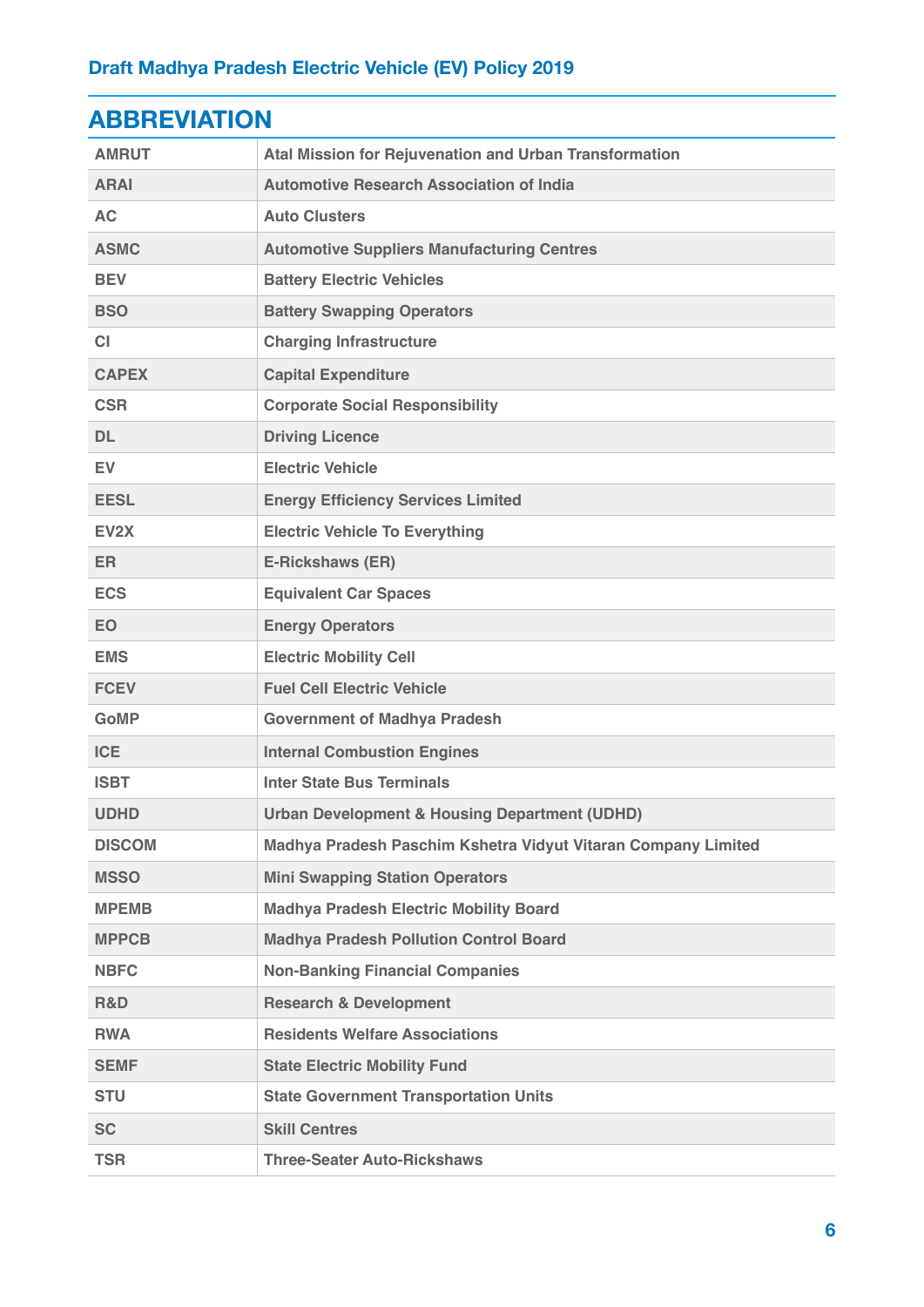## ABBREVIATION

| | |
|---|---|
| AMRUT | Atal Mission for Rejuvenation and Urban Transformation |
| ARAI | Automotive Research Association of India |
| AC | Auto Clusters |
| ASMC | Automotive Suppliers Manufacturing Centres |
| BEV | Battery Electric Vehicles |
| BSO | Battery Swapping Operators |
| CI | Charging Infrastructure |
| CAPEX | Capital Expenditure |
| CSR | Corporate Social Responsibility |
| DL | Driving Licence |
| EV | Electric Vehicle |
| EESL | Energy Efficiency Services Limited |
| EV2X | Electric Vehicle To Everything |
| ER | E-Rickshaws (ER) |
| ECS | Equivalent Car Spaces |
| EO | Energy Operators |
| EMS | Electric Mobility Cell |
| FCEV | Fuel Cell Electric Vehicle |
| GoMP | Government of Madhya Pradesh |
| ICE | Internal Combustion Engines |
| ISBT | Inter State Bus Terminals |
| UDHD | Urban Development & Housing Department (UDHD) |
| DISCOM | Madhya Pradesh Paschim Kshetra Vidyut Vitaran Company Limited |
| MSSO | Mini Swapping Station Operators |
| MPEMB | Madhya Pradesh Electric Mobility Board |
| MPPCB | Madhya Pradesh Pollution Control Board |
| NBFC | Non-Banking Financial Companies |
| R&D | Research & Development |
| RWA | Residents Welfare Associations |
| SEMF | State Electric Mobility Fund |
| STU | State Government Transportation Units |
| SC | Skill Centres |
| TSR | Three-Seater Auto-Rickshaws |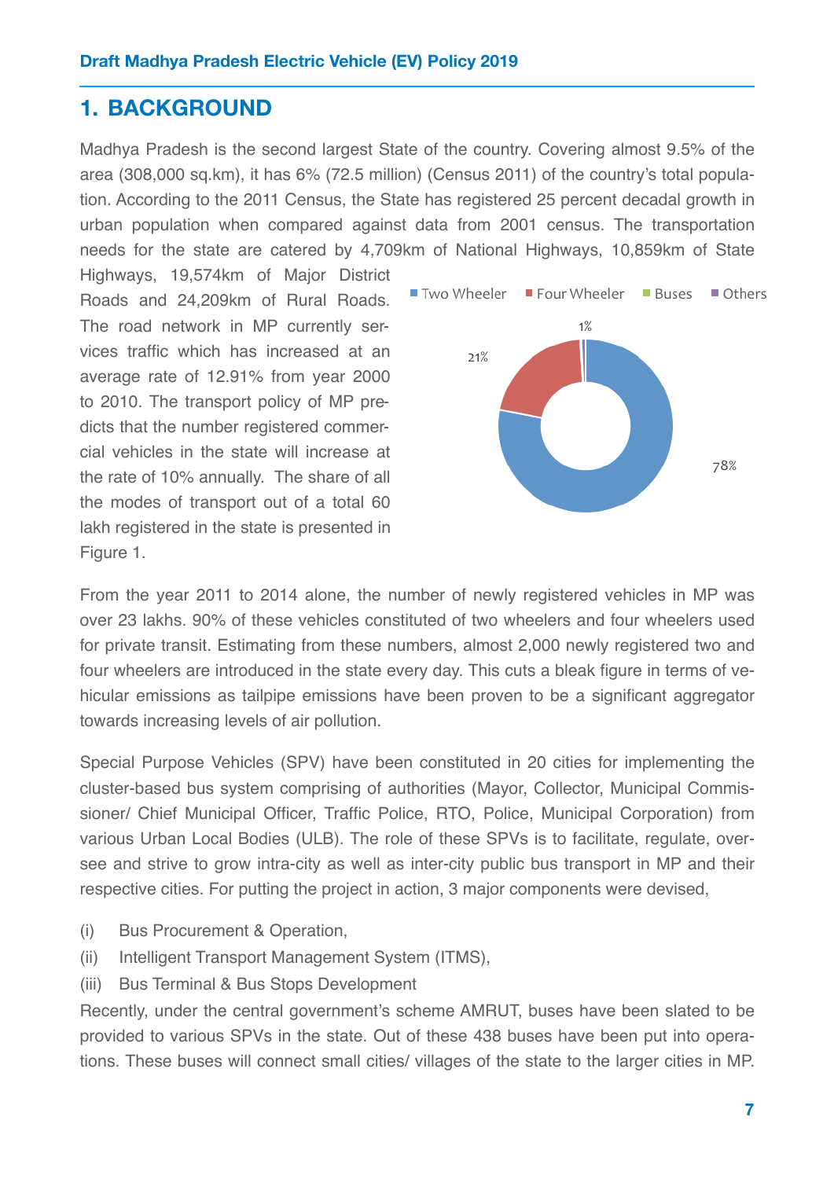## 1. BACKGROUND

Madhya Pradesh is the second largest State of the country. Covering almost 9.5% of the area (308,000 sq.km), it has 6% (72.5 million) (Census 2011) of the country's total population. According to the 2011 Census, the State has registered 25 percent decadal growth in urban population when compared against data from 2001 census. The transportation needs for the state are catered by 4,709km of National Highways, 10,859km of State Highways, 19,574km of Major District Roads and 24,209km of Rural Roads. The road network in MP currently services traffic which has increased at an average rate of 12.91% from year 2000 to 2010. The transport policy of MP predicts that the number registered commercial vehicles in the state will increase at the rate of 10% annually. The share of all the modes of transport out of a total 60 lakh registered in the state is presented in Figure 1.

Two Wheeler: 78%, Four Wheeler: 21%, Buses, Others: 1%

From the year 2011 to 2014 alone, the number of newly registered vehicles in MP was over 23 lakhs. 90% of these vehicles constituted of two wheelers and four wheelers used for private transit. Estimating from these numbers, almost 2,000 newly registered two and four wheelers are introduced in the state every day. This cuts a bleak figure in terms of vehicular emissions as tailpipe emissions have been proven to be a significant aggregator towards increasing levels of air pollution.

Special Purpose Vehicles (SPV) have been constituted in 20 cities for implementing the cluster-based bus system comprising of authorities (Mayor, Collector, Municipal Commissioner/ Chief Municipal Officer, Traffic Police, RTO, Police, Municipal Corporation) from various Urban Local Bodies (ULB). The role of these SPVs is to facilitate, regulate, oversee and strive to grow intra-city as well as inter-city public bus transport in MP and their respective cities. For putting the project in action, 3 major components were devised,

(i) Bus Procurement & Operation,

(ii) Intelligent Transport Management System (ITMS),

(iii) Bus Terminal & Bus Stops Development

Recently, under the central government's scheme AMRUT, buses have been slated to be provided to various SPVs in the state. Out of these 438 buses have been put into operations. These buses will connect small cities/ villages of the state to the larger cities in MP.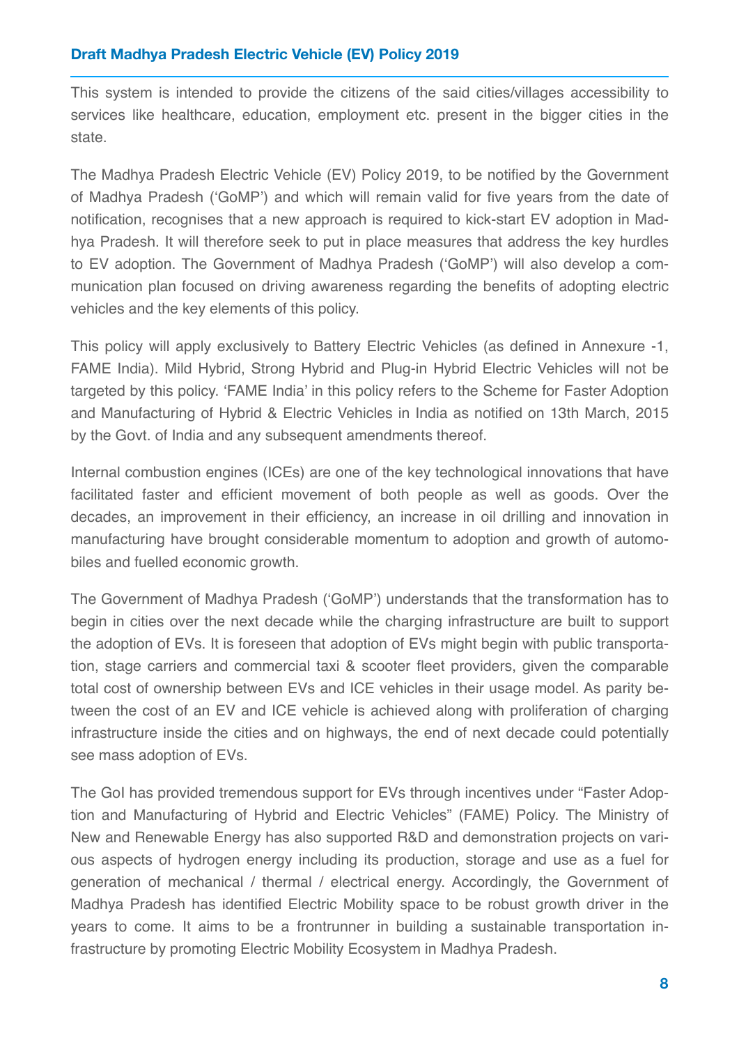This system is intended to provide the citizens of the said cities/villages accessibility to services like healthcare, education, employment etc. present in the bigger cities in the state.

The Madhya Pradesh Electric Vehicle (EV) Policy 2019, to be notified by the Government of Madhya Pradesh ('GoMP') and which will remain valid for five years from the date of notification, recognises that a new approach is required to kick-start EV adoption in Madhya Pradesh. It will therefore seek to put in place measures that address the key hurdles to EV adoption. The Government of Madhya Pradesh ('GoMP') will also develop a communication plan focused on driving awareness regarding the benefits of adopting electric vehicles and the key elements of this policy.

This policy will apply exclusively to Battery Electric Vehicles (as defined in Annexure -1, FAME India). Mild Hybrid, Strong Hybrid and Plug-in Hybrid Electric Vehicles will not be targeted by this policy. 'FAME India' in this policy refers to the Scheme for Faster Adoption and Manufacturing of Hybrid & Electric Vehicles in India as notified on 13th March, 2015 by the Govt. of India and any subsequent amendments thereof.

Internal combustion engines (ICEs) are one of the key technological innovations that have facilitated faster and efficient movement of both people as well as goods. Over the decades, an improvement in their efficiency, an increase in oil drilling and innovation in manufacturing have brought considerable momentum to adoption and growth of automobiles and fuelled economic growth.

The Government of Madhya Pradesh ('GoMP') understands that the transformation has to begin in cities over the next decade while the charging infrastructure are built to support the adoption of EVs. It is foreseen that adoption of EVs might begin with public transportation, stage carriers and commercial taxi & scooter fleet providers, given the comparable total cost of ownership between EVs and ICE vehicles in their usage model. As parity between the cost of an EV and ICE vehicle is achieved along with proliferation of charging infrastructure inside the cities and on highways, the end of next decade could potentially see mass adoption of EVs.

The GoI has provided tremendous support for EVs through incentives under "Faster Adoption and Manufacturing of Hybrid and Electric Vehicles" (FAME) Policy. The Ministry of New and Renewable Energy has also supported R&D and demonstration projects on various aspects of hydrogen energy including its production, storage and use as a fuel for generation of mechanical / thermal / electrical energy. Accordingly, the Government of Madhya Pradesh has identified Electric Mobility space to be robust growth driver in the years to come. It aims to be a frontrunner in building a sustainable transportation infrastructure by promoting Electric Mobility Ecosystem in Madhya Pradesh.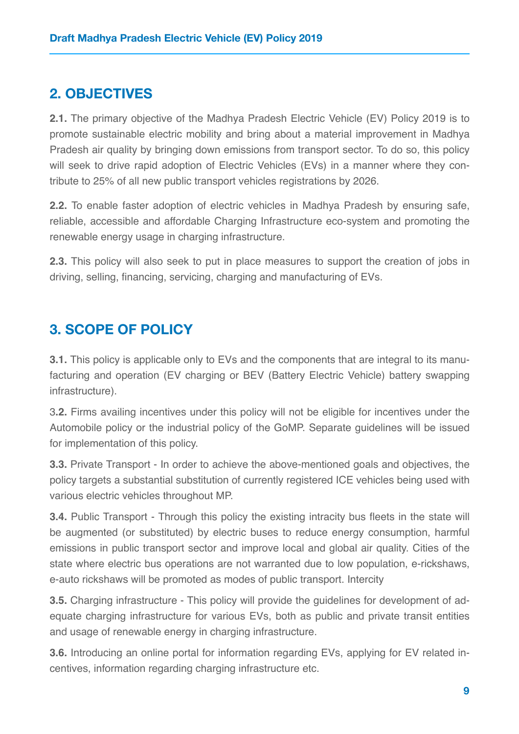## 2. OBJECTIVES

**2.1.** The primary objective of the Madhya Pradesh Electric Vehicle (EV) Policy 2019 is to promote sustainable electric mobility and bring about a material improvement in Madhya Pradesh air quality by bringing down emissions from transport sector. To do so, this policy will seek to drive rapid adoption of Electric Vehicles (EVs) in a manner where they contribute to 25% of all new public transport vehicles registrations by 2026.

**2.2.** To enable faster adoption of electric vehicles in Madhya Pradesh by ensuring safe, reliable, accessible and affordable Charging Infrastructure eco-system and promoting the renewable energy usage in charging infrastructure.

**2.3.** This policy will also seek to put in place measures to support the creation of jobs in driving, selling, financing, servicing, charging and manufacturing of EVs.

## 3. SCOPE OF POLICY

**3.1.** This policy is applicable only to EVs and the components that are integral to its manufacturing and operation (EV charging or BEV (Battery Electric Vehicle) battery swapping infrastructure).

3**.2.** Firms availing incentives under this policy will not be eligible for incentives under the Automobile policy or the industrial policy of the GoMP. Separate guidelines will be issued for implementation of this policy.

**3.3.** Private Transport - In order to achieve the above-mentioned goals and objectives, the policy targets a substantial substitution of currently registered ICE vehicles being used with various electric vehicles throughout MP.

**3.4.** Public Transport - Through this policy the existing intracity bus fleets in the state will be augmented (or substituted) by electric buses to reduce energy consumption, harmful emissions in public transport sector and improve local and global air quality. Cities of the state where electric bus operations are not warranted due to low population, e-rickshaws, e-auto rickshaws will be promoted as modes of public transport. Intercity

**3.5.** Charging infrastructure - This policy will provide the guidelines for development of adequate charging infrastructure for various EVs, both as public and private transit entities and usage of renewable energy in charging infrastructure.

**3.6.** Introducing an online portal for information regarding EVs, applying for EV related incentives, information regarding charging infrastructure etc.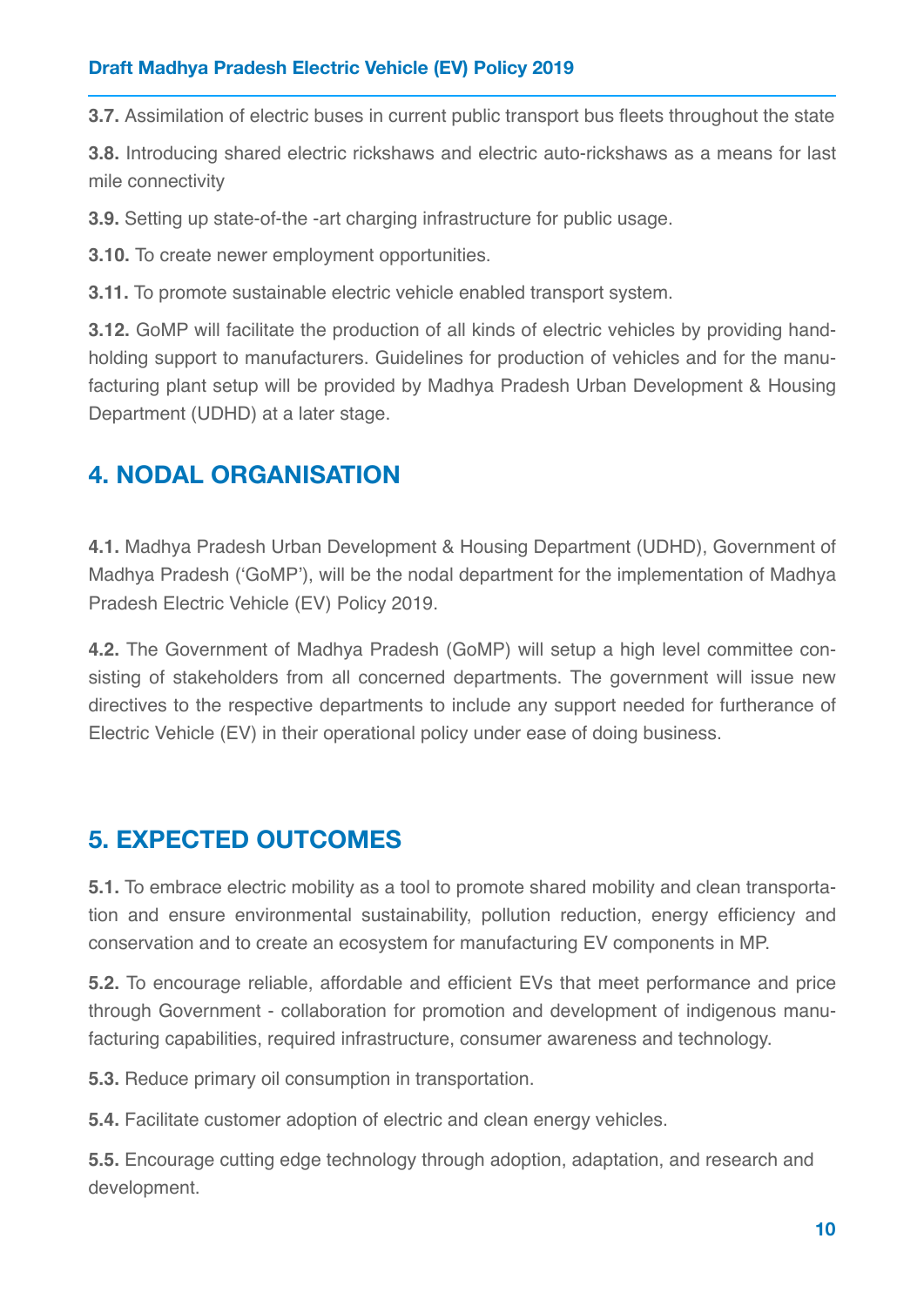**3.7.** Assimilation of electric buses in current public transport bus fleets throughout the state

**3.8.** Introducing shared electric rickshaws and electric auto-rickshaws as a means for last mile connectivity

**3.9.** Setting up state-of-the -art charging infrastructure for public usage.

**3.10.** To create newer employment opportunities.

**3.11.** To promote sustainable electric vehicle enabled transport system.

**3.12.** GoMP will facilitate the production of all kinds of electric vehicles by providing hand-holding support to manufacturers. Guidelines for production of vehicles and for the manufacturing plant setup will be provided by Madhya Pradesh Urban Development & Housing Department (UDHD) at a later stage.

## 4. NODAL ORGANISATION

**4.1.** Madhya Pradesh Urban Development & Housing Department (UDHD), Government of Madhya Pradesh ('GoMP'), will be the nodal department for the implementation of Madhya Pradesh Electric Vehicle (EV) Policy 2019.

**4.2.** The Government of Madhya Pradesh (GoMP) will setup a high level committee consisting of stakeholders from all concerned departments. The government will issue new directives to the respective departments to include any support needed for furtherance of Electric Vehicle (EV) in their operational policy under ease of doing business.

## 5. EXPECTED OUTCOMES

**5.1.** To embrace electric mobility as a tool to promote shared mobility and clean transportation and ensure environmental sustainability, pollution reduction, energy efficiency and conservation and to create an ecosystem for manufacturing EV components in MP.

**5.2.** To encourage reliable, affordable and efficient EVs that meet performance and price through Government - collaboration for promotion and development of indigenous manufacturing capabilities, required infrastructure, consumer awareness and technology.

**5.3.** Reduce primary oil consumption in transportation.

**5.4.** Facilitate customer adoption of electric and clean energy vehicles.

**5.5.** Encourage cutting edge technology through adoption, adaptation, and research and development.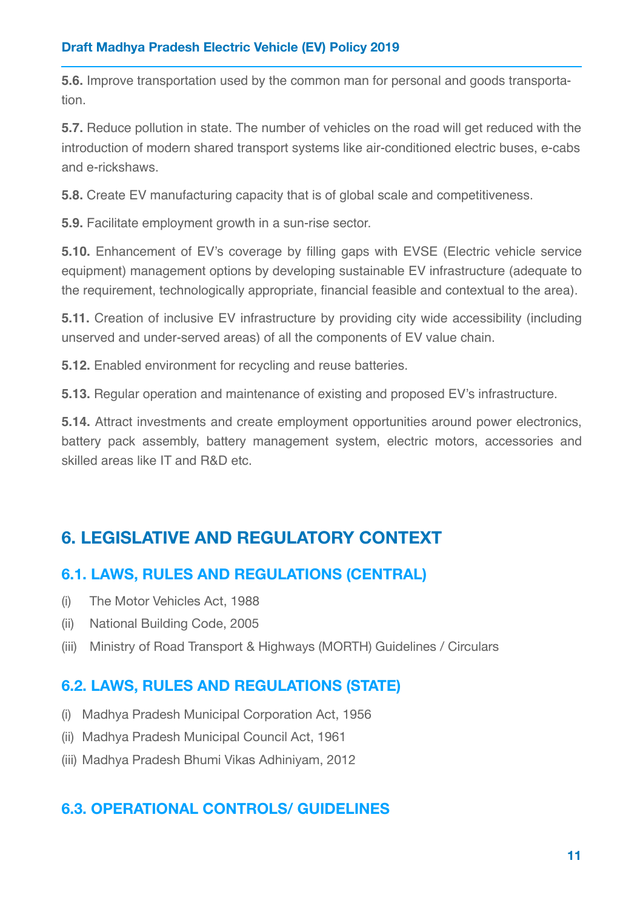**5.6.** Improve transportation used by the common man for personal and goods transportation.

**5.7.** Reduce pollution in state. The number of vehicles on the road will get reduced with the introduction of modern shared transport systems like air-conditioned electric buses, e-cabs and e-rickshaws.

**5.8.** Create EV manufacturing capacity that is of global scale and competitiveness.

**5.9.** Facilitate employment growth in a sun-rise sector.

**5.10.** Enhancement of EV's coverage by filling gaps with EVSE (Electric vehicle service equipment) management options by developing sustainable EV infrastructure (adequate to the requirement, technologically appropriate, financial feasible and contextual to the area).

**5.11.** Creation of inclusive EV infrastructure by providing city wide accessibility (including unserved and under-served areas) of all the components of EV value chain.

**5.12.** Enabled environment for recycling and reuse batteries.

**5.13.** Regular operation and maintenance of existing and proposed EV's infrastructure.

**5.14.** Attract investments and create employment opportunities around power electronics, battery pack assembly, battery management system, electric motors, accessories and skilled areas like IT and R&D etc.

# 6. LEGISLATIVE AND REGULATORY CONTEXT

## 6.1. LAWS, RULES AND REGULATIONS (CENTRAL)

(i) The Motor Vehicles Act, 1988

(ii) National Building Code, 2005

(iii) Ministry of Road Transport & Highways (MORTH) Guidelines / Circulars

## 6.2. LAWS, RULES AND REGULATIONS (STATE)

(i) Madhya Pradesh Municipal Corporation Act, 1956

(ii) Madhya Pradesh Municipal Council Act, 1961

(iii) Madhya Pradesh Bhumi Vikas Adhiniyam, 2012

## 6.3. OPERATIONAL CONTROLS/ GUIDELINES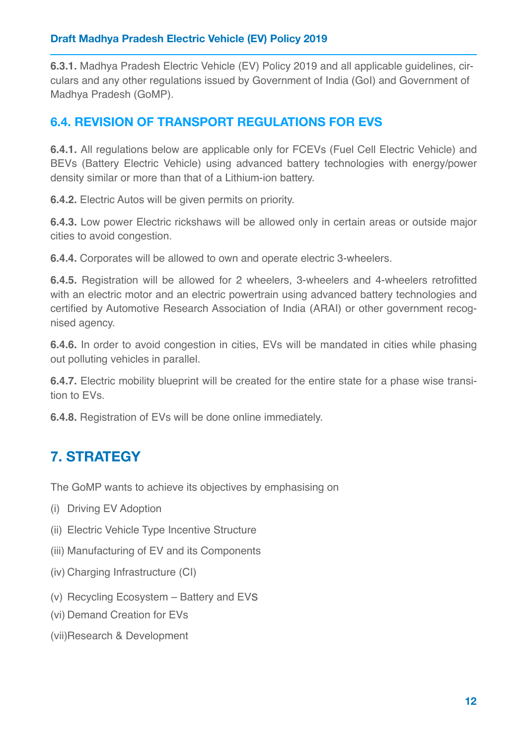**6.3.1.** Madhya Pradesh Electric Vehicle (EV) Policy 2019 and all applicable guidelines, circulars and any other regulations issued by Government of India (GoI) and Government of Madhya Pradesh (GoMP).

## 6.4. REVISION OF TRANSPORT REGULATIONS FOR EVS

**6.4.1.** All regulations below are applicable only for FCEVs (Fuel Cell Electric Vehicle) and BEVs (Battery Electric Vehicle) using advanced battery technologies with energy/power density similar or more than that of a Lithium-ion battery.

**6.4.2.** Electric Autos will be given permits on priority.

**6.4.3.** Low power Electric rickshaws will be allowed only in certain areas or outside major cities to avoid congestion.

**6.4.4.** Corporates will be allowed to own and operate electric 3-wheelers.

**6.4.5.** Registration will be allowed for 2 wheelers, 3-wheelers and 4-wheelers retrofitted with an electric motor and an electric powertrain using advanced battery technologies and certified by Automotive Research Association of India (ARAI) or other government recognised agency.

**6.4.6.** In order to avoid congestion in cities, EVs will be mandated in cities while phasing out polluting vehicles in parallel.

**6.4.7.** Electric mobility blueprint will be created for the entire state for a phase wise transition to EVs.

**6.4.8.** Registration of EVs will be done online immediately.

# 7. STRATEGY

The GoMP wants to achieve its objectives by emphasising on

(i) Driving EV Adoption

(ii) Electric Vehicle Type Incentive Structure

(iii) Manufacturing of EV and its Components

(iv) Charging Infrastructure (CI)

(v) Recycling Ecosystem – Battery and EVs

(vi) Demand Creation for EVs

(vii) Research & Development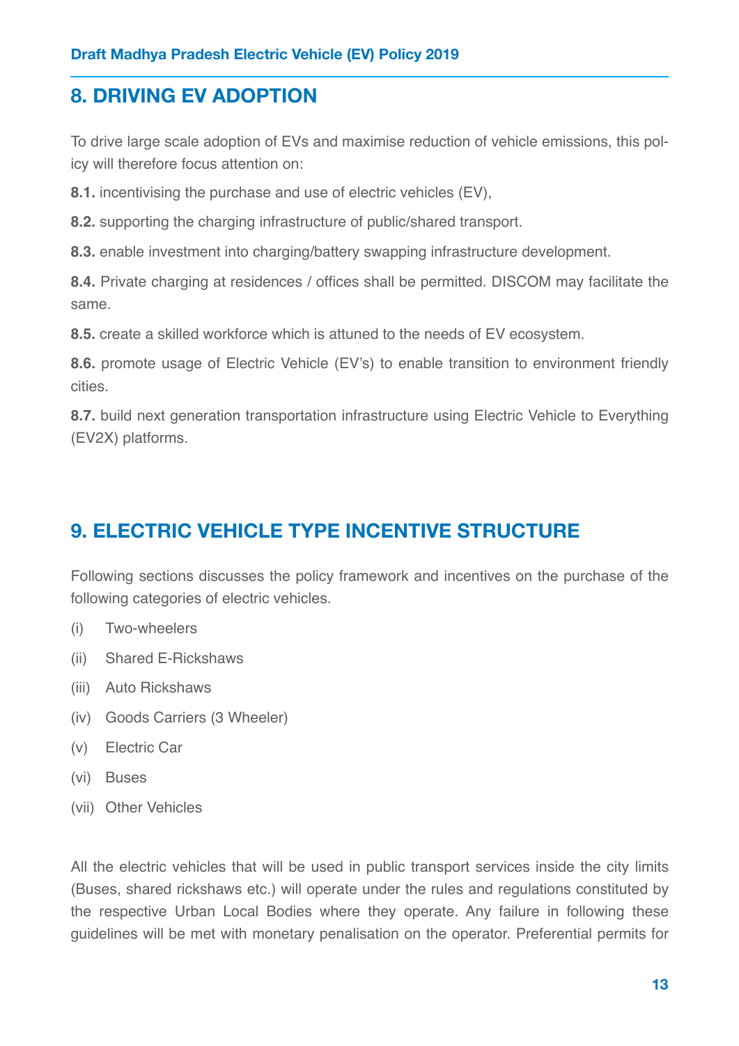## 8. DRIVING EV ADOPTION

To drive large scale adoption of EVs and maximise reduction of vehicle emissions, this policy will therefore focus attention on:

**8.1.** incentivising the purchase and use of electric vehicles (EV),

**8.2.** supporting the charging infrastructure of public/shared transport.

**8.3.** enable investment into charging/battery swapping infrastructure development.

**8.4.** Private charging at residences / offices shall be permitted. DISCOM may facilitate the same.

**8.5.** create a skilled workforce which is attuned to the needs of EV ecosystem.

**8.6.** promote usage of Electric Vehicle (EV's) to enable transition to environment friendly cities.

**8.7.** build next generation transportation infrastructure using Electric Vehicle to Everything (EV2X) platforms.

## 9. ELECTRIC VEHICLE TYPE INCENTIVE STRUCTURE

Following sections discusses the policy framework and incentives on the purchase of the following categories of electric vehicles.

(i) Two-wheelers

(ii) Shared E-Rickshaws

(iii) Auto Rickshaws

(iv) Goods Carriers (3 Wheeler)

(v) Electric Car

(vi) Buses

(vii) Other Vehicles

All the electric vehicles that will be used in public transport services inside the city limits (Buses, shared rickshaws etc.) will operate under the rules and regulations constituted by the respective Urban Local Bodies where they operate. Any failure in following these guidelines will be met with monetary penalisation on the operator. Preferential permits for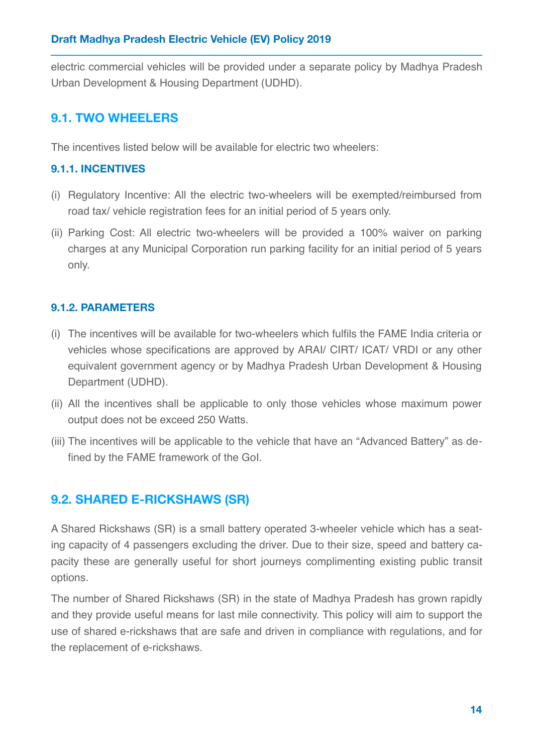electric commercial vehicles will be provided under a separate policy by Madhya Pradesh Urban Development & Housing Department (UDHD).

## 9.1. TWO WHEELERS

The incentives listed below will be available for electric two wheelers:

### 9.1.1. INCENTIVES

(i) Regulatory Incentive: All the electric two-wheelers will be exempted/reimbursed from road tax/ vehicle registration fees for an initial period of 5 years only.

(ii) Parking Cost: All electric two-wheelers will be provided a 100% waiver on parking charges at any Municipal Corporation run parking facility for an initial period of 5 years only.

### 9.1.2. PARAMETERS

(i) The incentives will be available for two-wheelers which fulfils the FAME India criteria or vehicles whose specifications are approved by ARAI/ CIRT/ ICAT/ VRDI or any other equivalent government agency or by Madhya Pradesh Urban Development & Housing Department (UDHD).

(ii) All the incentives shall be applicable to only those vehicles whose maximum power output does not be exceed 250 Watts.

(iii) The incentives will be applicable to the vehicle that have an "Advanced Battery" as defined by the FAME framework of the GoI.

## 9.2. SHARED E-RICKSHAWS (SR)

A Shared Rickshaws (SR) is a small battery operated 3-wheeler vehicle which has a seating capacity of 4 passengers excluding the driver. Due to their size, speed and battery capacity these are generally useful for short journeys complimenting existing public transit options.

The number of Shared Rickshaws (SR) in the state of Madhya Pradesh has grown rapidly and they provide useful means for last mile connectivity. This policy will aim to support the use of shared e-rickshaws that are safe and driven in compliance with regulations, and for the replacement of e-rickshaws.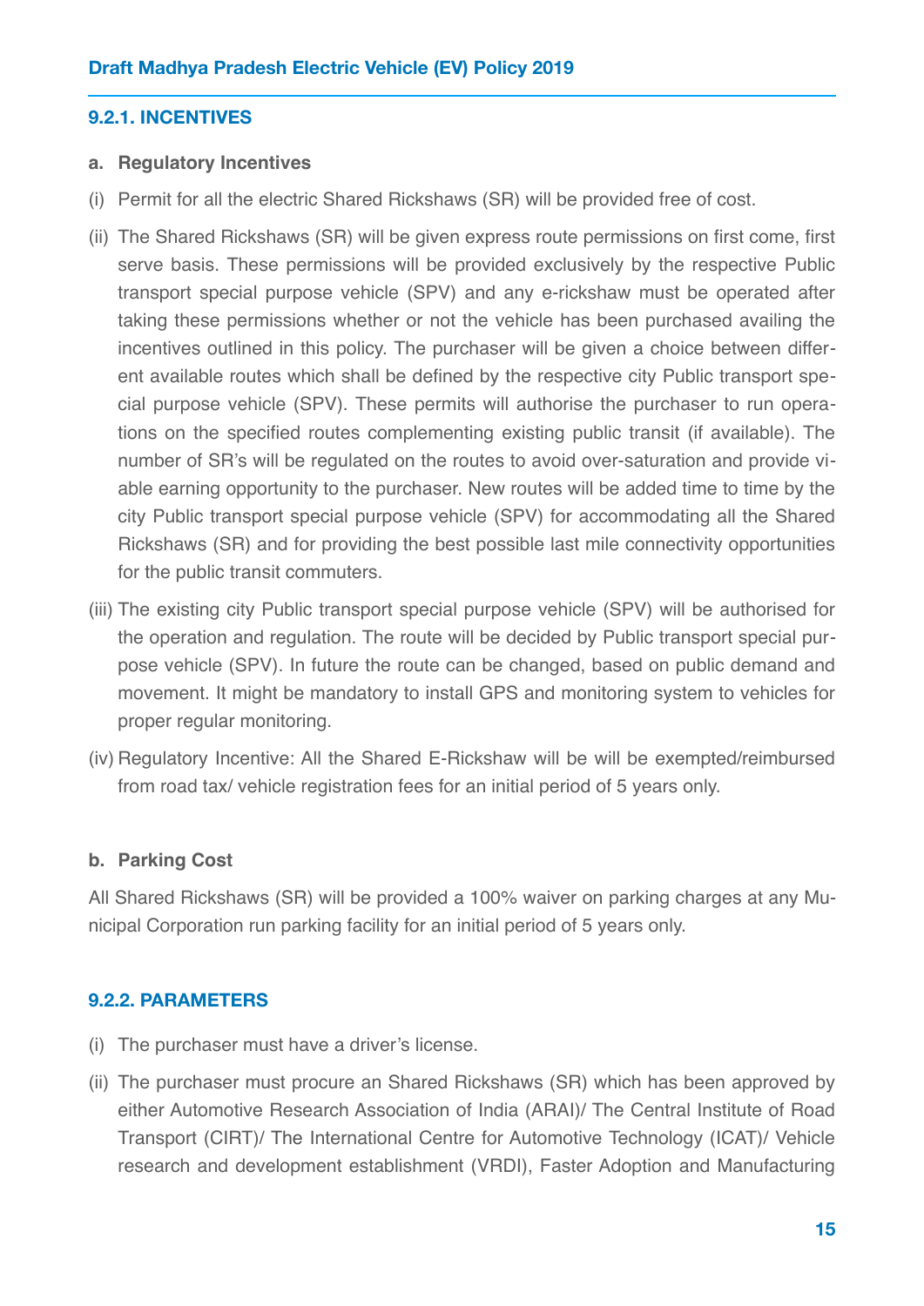### 9.2.1. INCENTIVES

**a. Regulatory Incentives**

(i) Permit for all the electric Shared Rickshaws (SR) will be provided free of cost.

(ii) The Shared Rickshaws (SR) will be given express route permissions on first come, first serve basis. These permissions will be provided exclusively by the respective Public transport special purpose vehicle (SPV) and any e-rickshaw must be operated after taking these permissions whether or not the vehicle has been purchased availing the incentives outlined in this policy. The purchaser will be given a choice between different available routes which shall be defined by the respective city Public transport special purpose vehicle (SPV). These permits will authorise the purchaser to run operations on the specified routes complementing existing public transit (if available). The number of SR's will be regulated on the routes to avoid over-saturation and provide viable earning opportunity to the purchaser. New routes will be added time to time by the city Public transport special purpose vehicle (SPV) for accommodating all the Shared Rickshaws (SR) and for providing the best possible last mile connectivity opportunities for the public transit commuters.

(iii) The existing city Public transport special purpose vehicle (SPV) will be authorised for the operation and regulation. The route will be decided by Public transport special purpose vehicle (SPV). In future the route can be changed, based on public demand and movement. It might be mandatory to install GPS and monitoring system to vehicles for proper regular monitoring.

(iv) Regulatory Incentive: All the Shared E-Rickshaw will be will be exempted/reimbursed from road tax/ vehicle registration fees for an initial period of 5 years only.

**b. Parking Cost**

All Shared Rickshaws (SR) will be provided a 100% waiver on parking charges at any Municipal Corporation run parking facility for an initial period of 5 years only.

### 9.2.2. PARAMETERS

(i) The purchaser must have a driver's license.

(ii) The purchaser must procure an Shared Rickshaws (SR) which has been approved by either Automotive Research Association of India (ARAI)/ The Central Institute of Road Transport (CIRT)/ The International Centre for Automotive Technology (ICAT)/ Vehicle research and development establishment (VRDI), Faster Adoption and Manufacturing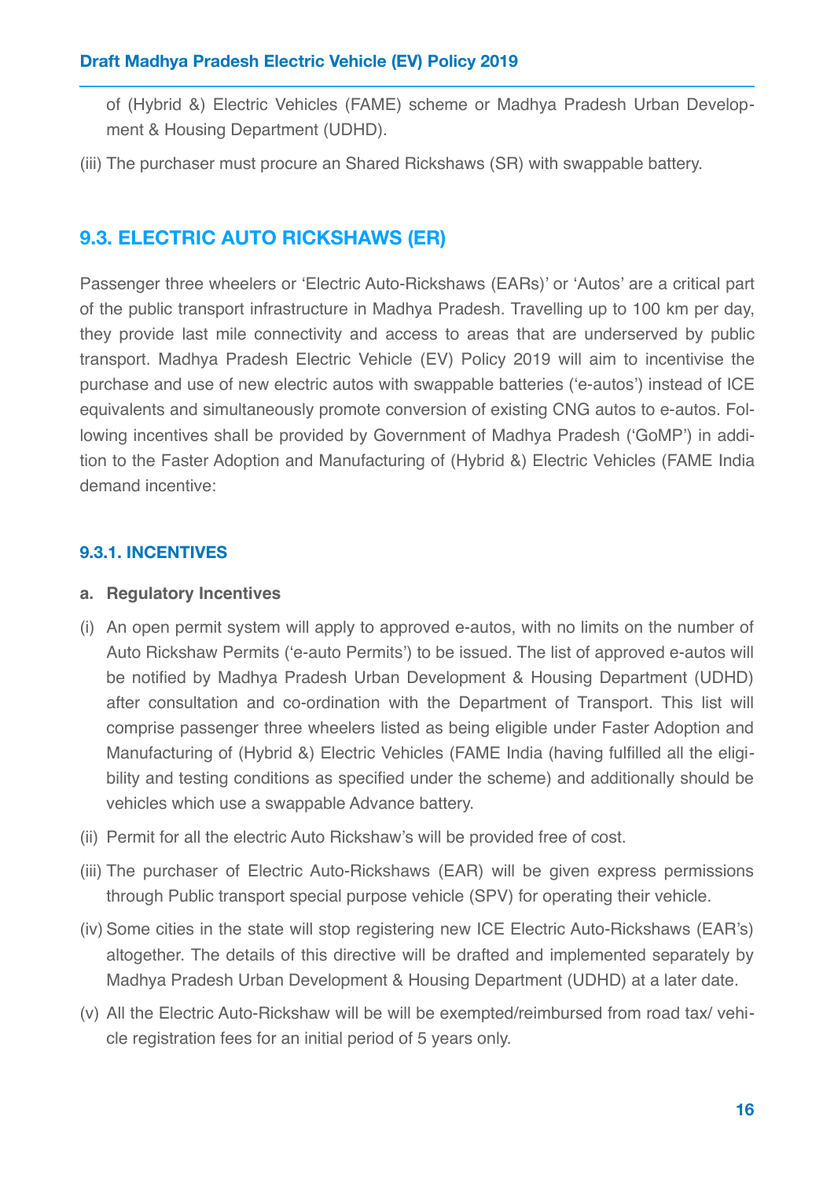of (Hybrid &) Electric Vehicles (FAME) scheme or Madhya Pradesh Urban Development & Housing Department (UDHD).

(iii) The purchaser must procure an Shared Rickshaws (SR) with swappable battery.

## 9.3. ELECTRIC AUTO RICKSHAWS (ER)

Passenger three wheelers or 'Electric Auto-Rickshaws (EARs)' or 'Autos' are a critical part of the public transport infrastructure in Madhya Pradesh. Travelling up to 100 km per day, they provide last mile connectivity and access to areas that are underserved by public transport. Madhya Pradesh Electric Vehicle (EV) Policy 2019 will aim to incentivise the purchase and use of new electric autos with swappable batteries ('e-autos') instead of ICE equivalents and simultaneously promote conversion of existing CNG autos to e-autos. Following incentives shall be provided by Government of Madhya Pradesh ('GoMP') in addition to the Faster Adoption and Manufacturing of (Hybrid &) Electric Vehicles (FAME India demand incentive:

### 9.3.1. INCENTIVES

**a. Regulatory Incentives**

(i) An open permit system will apply to approved e-autos, with no limits on the number of Auto Rickshaw Permits ('e-auto Permits') to be issued. The list of approved e-autos will be notified by Madhya Pradesh Urban Development & Housing Department (UDHD) after consultation and co-ordination with the Department of Transport. This list will comprise passenger three wheelers listed as being eligible under Faster Adoption and Manufacturing of (Hybrid &) Electric Vehicles (FAME India (having fulfilled all the eligibility and testing conditions as specified under the scheme) and additionally should be vehicles which use a swappable Advance battery.

(ii) Permit for all the electric Auto Rickshaw's will be provided free of cost.

(iii) The purchaser of Electric Auto-Rickshaws (EAR) will be given express permissions through Public transport special purpose vehicle (SPV) for operating their vehicle.

(iv) Some cities in the state will stop registering new ICE Electric Auto-Rickshaws (EAR's) altogether. The details of this directive will be drafted and implemented separately by Madhya Pradesh Urban Development & Housing Department (UDHD) at a later date.

(v) All the Electric Auto-Rickshaw will be will be exempted/reimbursed from road tax/ vehicle registration fees for an initial period of 5 years only.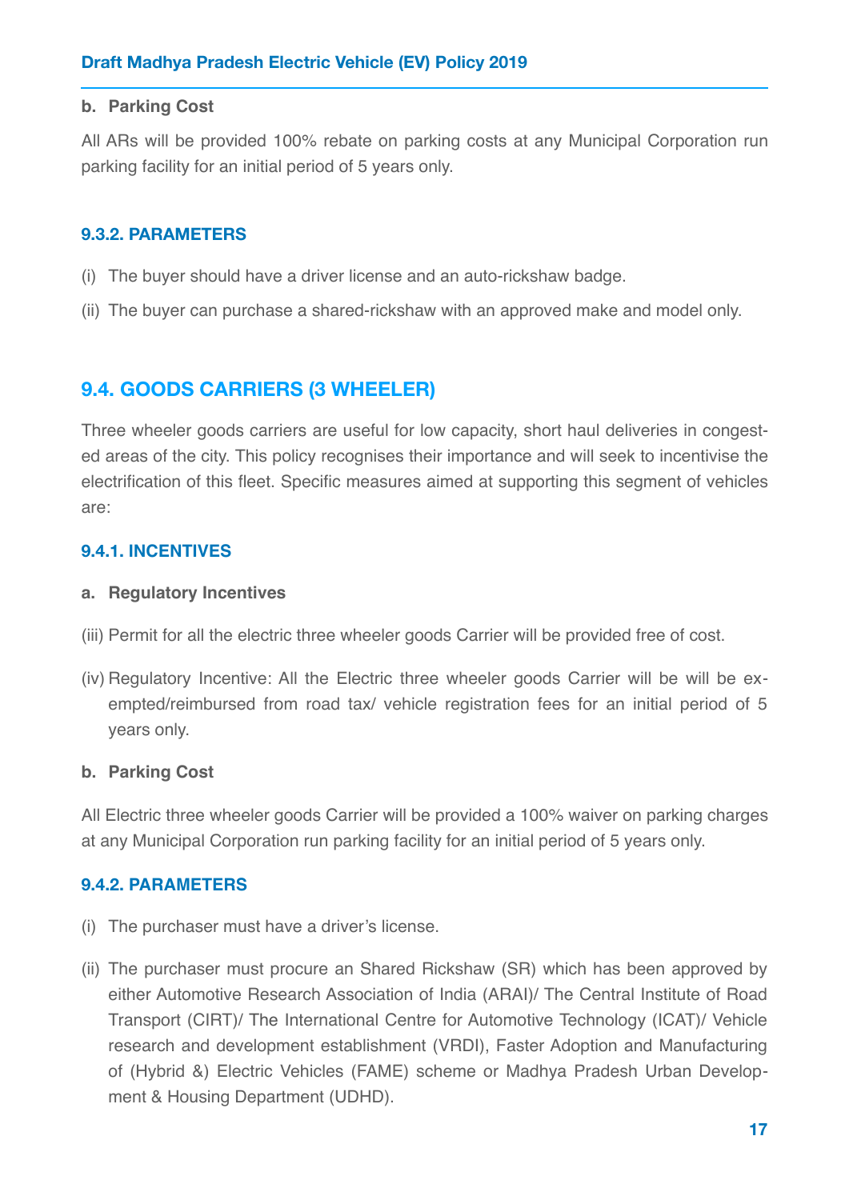**b. Parking Cost**

All ARs will be provided 100% rebate on parking costs at any Municipal Corporation run parking facility for an initial period of 5 years only.

### 9.3.2. PARAMETERS

(i) The buyer should have a driver license and an auto-rickshaw badge.

(ii) The buyer can purchase a shared-rickshaw with an approved make and model only.

## 9.4. GOODS CARRIERS (3 WHEELER)

Three wheeler goods carriers are useful for low capacity, short haul deliveries in congested areas of the city. This policy recognises their importance and will seek to incentivise the electrification of this fleet. Specific measures aimed at supporting this segment of vehicles are:

### 9.4.1. INCENTIVES

**a. Regulatory Incentives**

(iii) Permit for all the electric three wheeler goods Carrier will be provided free of cost.

(iv) Regulatory Incentive: All the Electric three wheeler goods Carrier will be will be exempted/reimbursed from road tax/ vehicle registration fees for an initial period of 5 years only.

**b. Parking Cost**

All Electric three wheeler goods Carrier will be provided a 100% waiver on parking charges at any Municipal Corporation run parking facility for an initial period of 5 years only.

### 9.4.2. PARAMETERS

(i) The purchaser must have a driver's license.

(ii) The purchaser must procure an Shared Rickshaw (SR) which has been approved by either Automotive Research Association of India (ARAI)/ The Central Institute of Road Transport (CIRT)/ The International Centre for Automotive Technology (ICAT)/ Vehicle research and development establishment (VRDI), Faster Adoption and Manufacturing of (Hybrid &) Electric Vehicles (FAME) scheme or Madhya Pradesh Urban Development & Housing Department (UDHD).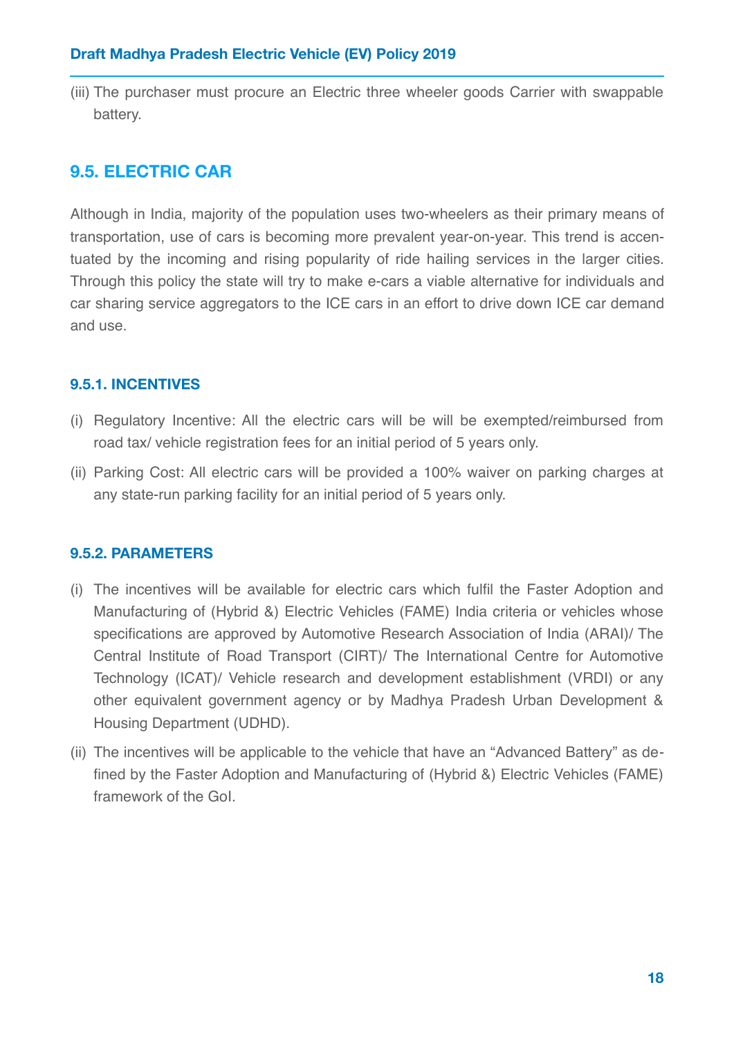(iii) The purchaser must procure an Electric three wheeler goods Carrier with swappable battery.

## 9.5. ELECTRIC CAR

Although in India, majority of the population uses two-wheelers as their primary means of transportation, use of cars is becoming more prevalent year-on-year. This trend is accentuated by the incoming and rising popularity of ride hailing services in the larger cities. Through this policy the state will try to make e-cars a viable alternative for individuals and car sharing service aggregators to the ICE cars in an effort to drive down ICE car demand and use.

### 9.5.1. INCENTIVES

(i) Regulatory Incentive: All the electric cars will be will be exempted/reimbursed from road tax/ vehicle registration fees for an initial period of 5 years only.

(ii) Parking Cost: All electric cars will be provided a 100% waiver on parking charges at any state-run parking facility for an initial period of 5 years only.

### 9.5.2. PARAMETERS

(i) The incentives will be available for electric cars which fulfil the Faster Adoption and Manufacturing of (Hybrid &) Electric Vehicles (FAME) India criteria or vehicles whose specifications are approved by Automotive Research Association of India (ARAI)/ The Central Institute of Road Transport (CIRT)/ The International Centre for Automotive Technology (ICAT)/ Vehicle research and development establishment (VRDI) or any other equivalent government agency or by Madhya Pradesh Urban Development & Housing Department (UDHD).

(ii) The incentives will be applicable to the vehicle that have an "Advanced Battery" as defined by the Faster Adoption and Manufacturing of (Hybrid &) Electric Vehicles (FAME) framework of the GoI.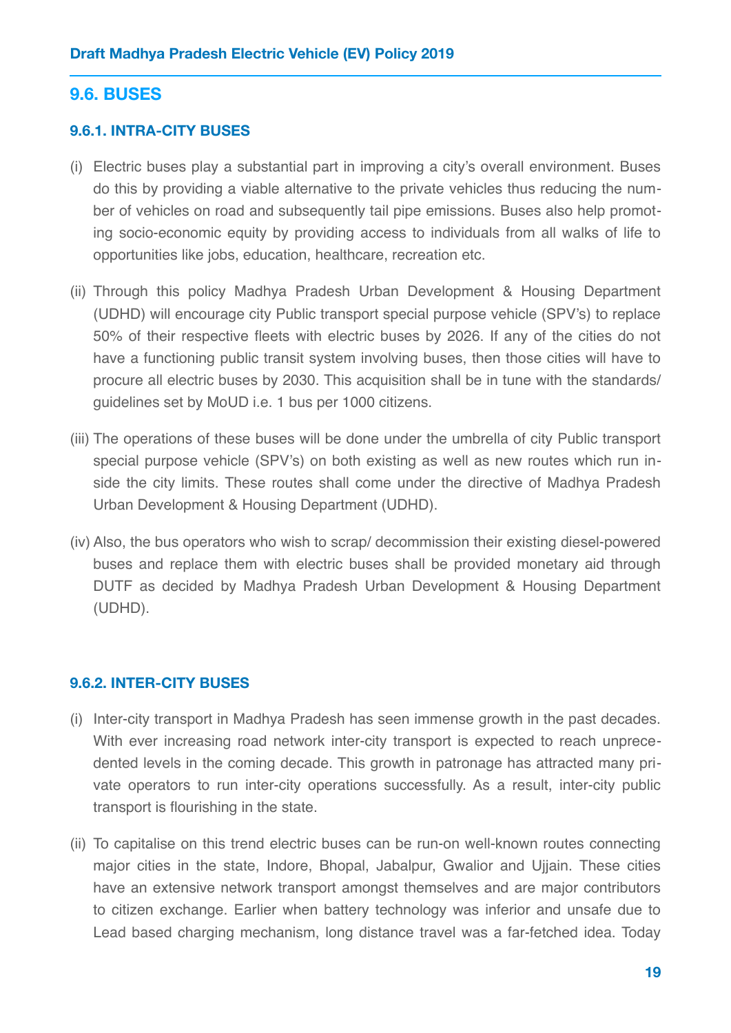## 9.6. BUSES

### 9.6.1. INTRA-CITY BUSES

(i) Electric buses play a substantial part in improving a city's overall environment. Buses do this by providing a viable alternative to the private vehicles thus reducing the number of vehicles on road and subsequently tail pipe emissions. Buses also help promoting socio-economic equity by providing access to individuals from all walks of life to opportunities like jobs, education, healthcare, recreation etc.

(ii) Through this policy Madhya Pradesh Urban Development & Housing Department (UDHD) will encourage city Public transport special purpose vehicle (SPV's) to replace 50% of their respective fleets with electric buses by 2026. If any of the cities do not have a functioning public transit system involving buses, then those cities will have to procure all electric buses by 2030. This acquisition shall be in tune with the standards/ guidelines set by MoUD i.e. 1 bus per 1000 citizens.

(iii) The operations of these buses will be done under the umbrella of city Public transport special purpose vehicle (SPV's) on both existing as well as new routes which run inside the city limits. These routes shall come under the directive of Madhya Pradesh Urban Development & Housing Department (UDHD).

(iv) Also, the bus operators who wish to scrap/ decommission their existing diesel-powered buses and replace them with electric buses shall be provided monetary aid through DUTF as decided by Madhya Pradesh Urban Development & Housing Department (UDHD).

### 9.6.2. INTER-CITY BUSES

(i) Inter-city transport in Madhya Pradesh has seen immense growth in the past decades. With ever increasing road network inter-city transport is expected to reach unprecedented levels in the coming decade. This growth in patronage has attracted many private operators to run inter-city operations successfully. As a result, inter-city public transport is flourishing in the state.

(ii) To capitalise on this trend electric buses can be run-on well-known routes connecting major cities in the state, Indore, Bhopal, Jabalpur, Gwalior and Ujjain. These cities have an extensive network transport amongst themselves and are major contributors to citizen exchange. Earlier when battery technology was inferior and unsafe due to Lead based charging mechanism, long distance travel was a far-fetched idea. Today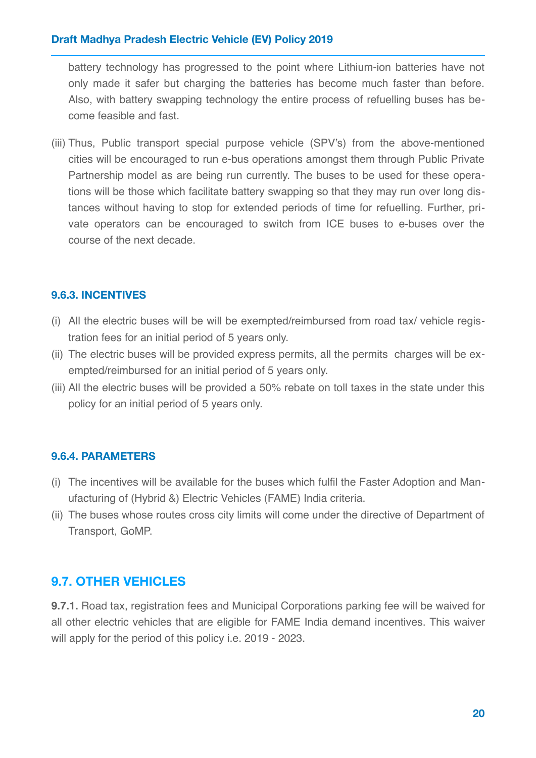battery technology has progressed to the point where Lithium-ion batteries have not only made it safer but charging the batteries has become much faster than before. Also, with battery swapping technology the entire process of refuelling buses has become feasible and fast.

(iii) Thus, Public transport special purpose vehicle (SPV's) from the above-mentioned cities will be encouraged to run e-bus operations amongst them through Public Private Partnership model as are being run currently. The buses to be used for these operations will be those which facilitate battery swapping so that they may run over long distances without having to stop for extended periods of time for refuelling. Further, private operators can be encouraged to switch from ICE buses to e-buses over the course of the next decade.

#### 9.6.3. INCENTIVES

(i) All the electric buses will be will be exempted/reimbursed from road tax/ vehicle registration fees for an initial period of 5 years only.

(ii) The electric buses will be provided express permits, all the permits charges will be exempted/reimbursed for an initial period of 5 years only.

(iii) All the electric buses will be provided a 50% rebate on toll taxes in the state under this policy for an initial period of 5 years only.

#### 9.6.4. PARAMETERS

(i) The incentives will be available for the buses which fulfil the Faster Adoption and Manufacturing of (Hybrid &) Electric Vehicles (FAME) India criteria.

(ii) The buses whose routes cross city limits will come under the directive of Department of Transport, GoMP.

### 9.7. OTHER VEHICLES

**9.7.1.** Road tax, registration fees and Municipal Corporations parking fee will be waived for all other electric vehicles that are eligible for FAME India demand incentives. This waiver will apply for the period of this policy i.e. 2019 - 2023.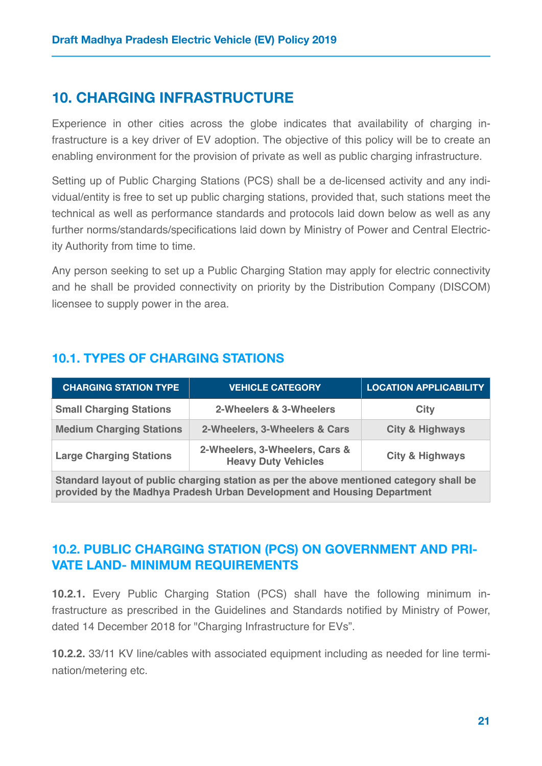## 10. CHARGING INFRASTRUCTURE

Experience in other cities across the globe indicates that availability of charging infrastructure is a key driver of EV adoption. The objective of this policy will be to create an enabling environment for the provision of private as well as public charging infrastructure.

Setting up of Public Charging Stations (PCS) shall be a de-licensed activity and any individual/entity is free to set up public charging stations, provided that, such stations meet the technical as well as performance standards and protocols laid down below as well as any further norms/standards/specifications laid down by Ministry of Power and Central Electricity Authority from time to time.

Any person seeking to set up a Public Charging Station may apply for electric connectivity and he shall be provided connectivity on priority by the Distribution Company (DISCOM) licensee to supply power in the area.

### 10.1. TYPES OF CHARGING STATIONS

| CHARGING STATION TYPE | VEHICLE CATEGORY | LOCATION APPLICABILITY |
|---|---|---|
| **Small Charging Stations** | **2-Wheelers & 3-Wheelers** | **City** |
| **Medium Charging Stations** | **2-Wheelers, 3-Wheelers & Cars** | **City & Highways** |
| **Large Charging Stations** | **2-Wheelers, 3-Wheelers, Cars & Heavy Duty Vehicles** | **City & Highways** |
| **Standard layout of public charging station as per the above mentioned category shall be provided by the Madhya Pradesh Urban Development and Housing Department** | | |

### 10.2. PUBLIC CHARGING STATION (PCS) ON GOVERNMENT AND PRIVATE LAND- MINIMUM REQUIREMENTS

**10.2.1.** Every Public Charging Station (PCS) shall have the following minimum infrastructure as prescribed in the Guidelines and Standards notified by Ministry of Power, dated 14 December 2018 for "Charging Infrastructure for EVs".

**10.2.2.** 33/11 KV line/cables with associated equipment including as needed for line termination/metering etc.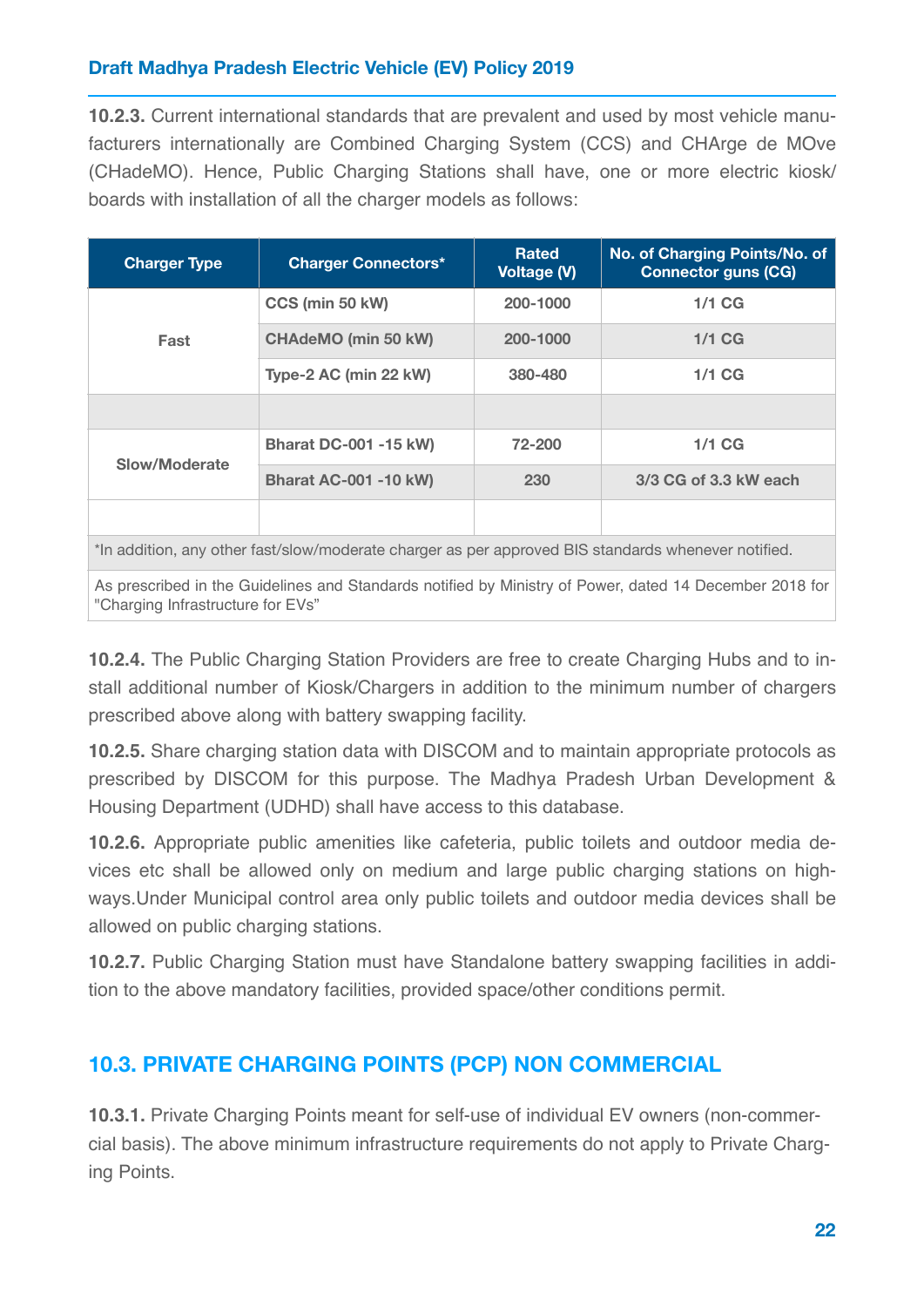**10.2.3.** Current international standards that are prevalent and used by most vehicle manufacturers internationally are Combined Charging System (CCS) and CHArge de MOve (CHadeMO). Hence, Public Charging Stations shall have, one or more electric kiosk/ boards with installation of all the charger models as follows:

| Charger Type | Charger Connectors* | Rated Voltage (V) | No. of Charging Points/No. of Connector guns (CG) |
|---|---|---|---|
| Fast | CCS (min 50 kW) | 200-1000 | 1/1 CG |
| | CHAdeMO (min 50 kW) | 200-1000 | 1/1 CG |
| | Type-2 AC (min 22 kW) | 380-480 | 1/1 CG |
| | | | |
| Slow/Moderate | Bharat DC-001 -15 kW) | 72-200 | 1/1 CG |
| | Bharat AC-001 -10 kW) | 230 | 3/3 CG of 3.3 kW each |
| | | | |

*In addition, any other fast/slow/moderate charger as per approved BIS standards whenever notified.

As prescribed in the Guidelines and Standards notified by Ministry of Power, dated 14 December 2018 for "Charging Infrastructure for EVs"

**10.2.4.** The Public Charging Station Providers are free to create Charging Hubs and to install additional number of Kiosk/Chargers in addition to the minimum number of chargers prescribed above along with battery swapping facility.

**10.2.5.** Share charging station data with DISCOM and to maintain appropriate protocols as prescribed by DISCOM for this purpose. The Madhya Pradesh Urban Development & Housing Department (UDHD) shall have access to this database.

**10.2.6.** Appropriate public amenities like cafeteria, public toilets and outdoor media devices etc shall be allowed only on medium and large public charging stations on highways.Under Municipal control area only public toilets and outdoor media devices shall be allowed on public charging stations.

**10.2.7.** Public Charging Station must have Standalone battery swapping facilities in addition to the above mandatory facilities, provided space/other conditions permit.

## 10.3. PRIVATE CHARGING POINTS (PCP) NON COMMERCIAL

**10.3.1.** Private Charging Points meant for self-use of individual EV owners (non-commercial basis). The above minimum infrastructure requirements do not apply to Private Charging Points.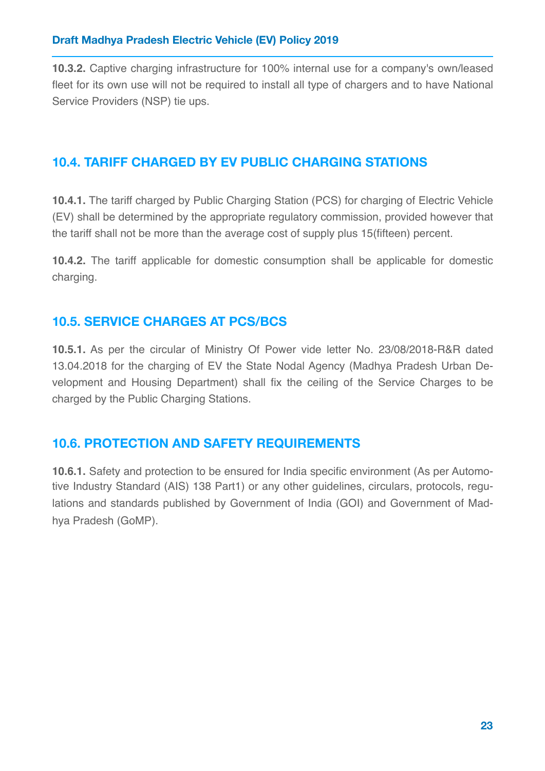**10.3.2.** Captive charging infrastructure for 100% internal use for a company's own/leased fleet for its own use will not be required to install all type of chargers and to have National Service Providers (NSP) tie ups.

## 10.4. TARIFF CHARGED BY EV PUBLIC CHARGING STATIONS

**10.4.1.** The tariff charged by Public Charging Station (PCS) for charging of Electric Vehicle (EV) shall be determined by the appropriate regulatory commission, provided however that the tariff shall not be more than the average cost of supply plus 15(fifteen) percent.

**10.4.2.** The tariff applicable for domestic consumption shall be applicable for domestic charging.

## 10.5. SERVICE CHARGES AT PCS/BCS

**10.5.1.** As per the circular of Ministry Of Power vide letter No. 23/08/2018-R&R dated 13.04.2018 for the charging of EV the State Nodal Agency (Madhya Pradesh Urban Development and Housing Department) shall fix the ceiling of the Service Charges to be charged by the Public Charging Stations.

## 10.6. PROTECTION AND SAFETY REQUIREMENTS

**10.6.1.** Safety and protection to be ensured for India specific environment (As per Automotive Industry Standard (AIS) 138 Part1) or any other guidelines, circulars, protocols, regulations and standards published by Government of India (GOI) and Government of Madhya Pradesh (GoMP).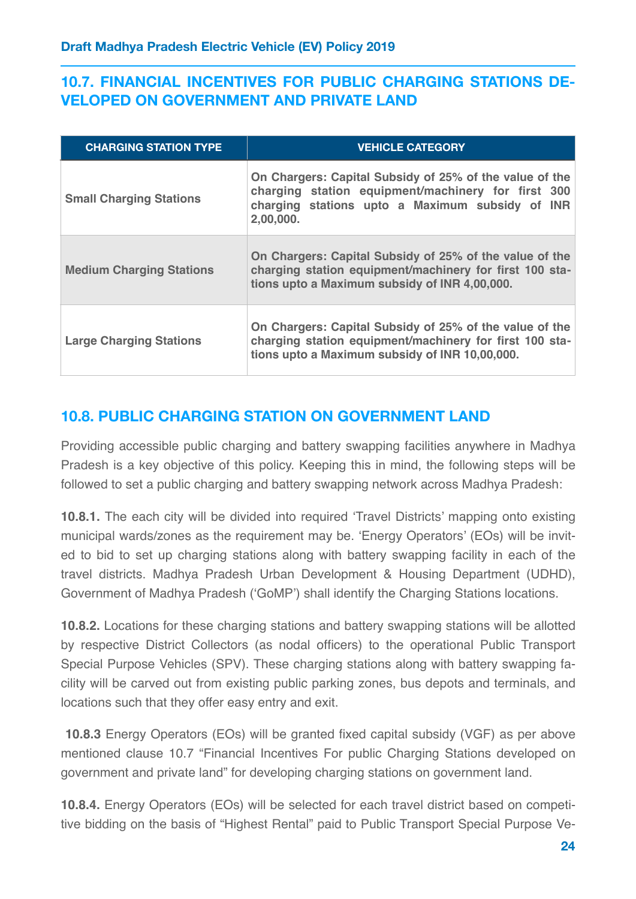## 10.7. FINANCIAL INCENTIVES FOR PUBLIC CHARGING STATIONS DEVELOPED ON GOVERNMENT AND PRIVATE LAND

| CHARGING STATION TYPE | VEHICLE CATEGORY |
|---|---|
| Small Charging Stations | On Chargers: Capital Subsidy of 25% of the value of the charging station equipment/machinery for first 300 charging stations upto a Maximum subsidy of INR 2,00,000. |
| Medium Charging Stations | On Chargers: Capital Subsidy of 25% of the value of the charging station equipment/machinery for first 100 stations upto a Maximum subsidy of INR 4,00,000. |
| Large Charging Stations | On Chargers: Capital Subsidy of 25% of the value of the charging station equipment/machinery for first 100 stations upto a Maximum subsidy of INR 10,00,000. |

## 10.8. PUBLIC CHARGING STATION ON GOVERNMENT LAND

Providing accessible public charging and battery swapping facilities anywhere in Madhya Pradesh is a key objective of this policy. Keeping this in mind, the following steps will be followed to set a public charging and battery swapping network across Madhya Pradesh:

**10.8.1.** The each city will be divided into required 'Travel Districts' mapping onto existing municipal wards/zones as the requirement may be. 'Energy Operators' (EOs) will be invited to bid to set up charging stations along with battery swapping facility in each of the travel districts. Madhya Pradesh Urban Development & Housing Department (UDHD), Government of Madhya Pradesh ('GoMP') shall identify the Charging Stations locations.

**10.8.2.** Locations for these charging stations and battery swapping stations will be allotted by respective District Collectors (as nodal officers) to the operational Public Transport Special Purpose Vehicles (SPV). These charging stations along with battery swapping facility will be carved out from existing public parking zones, bus depots and terminals, and locations such that they offer easy entry and exit.

**10.8.3** Energy Operators (EOs) will be granted fixed capital subsidy (VGF) as per above mentioned clause 10.7 "Financial Incentives For public Charging Stations developed on government and private land" for developing charging stations on government land.

**10.8.4.** Energy Operators (EOs) will be selected for each travel district based on competitive bidding on the basis of "Highest Rental" paid to Public Transport Special Purpose Ve-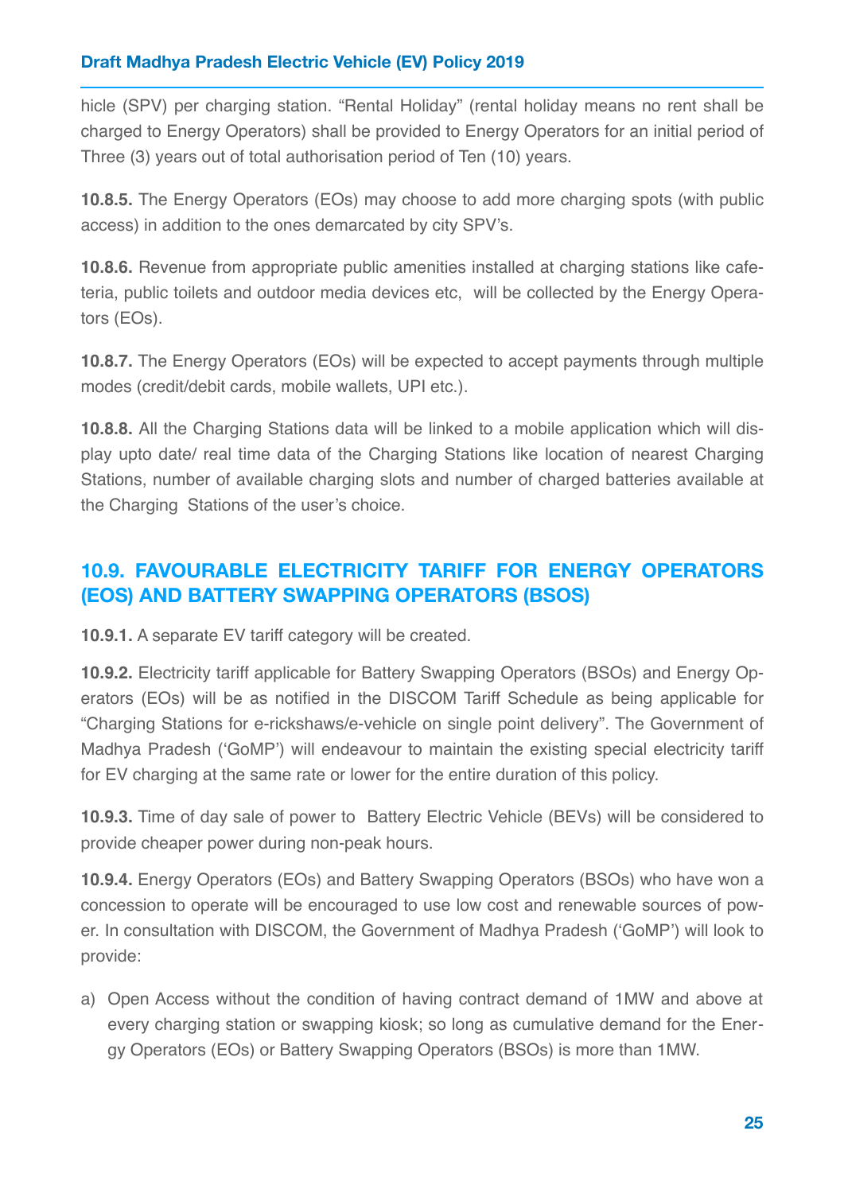hicle (SPV) per charging station. "Rental Holiday" (rental holiday means no rent shall be charged to Energy Operators) shall be provided to Energy Operators for an initial period of Three (3) years out of total authorisation period of Ten (10) years.

**10.8.5.** The Energy Operators (EOs) may choose to add more charging spots (with public access) in addition to the ones demarcated by city SPV's.

**10.8.6.** Revenue from appropriate public amenities installed at charging stations like cafeteria, public toilets and outdoor media devices etc, will be collected by the Energy Operators (EOs).

**10.8.7.** The Energy Operators (EOs) will be expected to accept payments through multiple modes (credit/debit cards, mobile wallets, UPI etc.).

**10.8.8.** All the Charging Stations data will be linked to a mobile application which will display upto date/ real time data of the Charging Stations like location of nearest Charging Stations, number of available charging slots and number of charged batteries available at the Charging Stations of the user's choice.

## 10.9. FAVOURABLE ELECTRICITY TARIFF FOR ENERGY OPERATORS (EOS) AND BATTERY SWAPPING OPERATORS (BSOS)

**10.9.1.** A separate EV tariff category will be created.

**10.9.2.** Electricity tariff applicable for Battery Swapping Operators (BSOs) and Energy Operators (EOs) will be as notified in the DISCOM Tariff Schedule as being applicable for "Charging Stations for e-rickshaws/e-vehicle on single point delivery". The Government of Madhya Pradesh ('GoMP') will endeavour to maintain the existing special electricity tariff for EV charging at the same rate or lower for the entire duration of this policy.

**10.9.3.** Time of day sale of power to Battery Electric Vehicle (BEVs) will be considered to provide cheaper power during non-peak hours.

**10.9.4.** Energy Operators (EOs) and Battery Swapping Operators (BSOs) who have won a concession to operate will be encouraged to use low cost and renewable sources of power. In consultation with DISCOM, the Government of Madhya Pradesh ('GoMP') will look to provide:

a) Open Access without the condition of having contract demand of 1MW and above at every charging station or swapping kiosk; so long as cumulative demand for the Energy Operators (EOs) or Battery Swapping Operators (BSOs) is more than 1MW.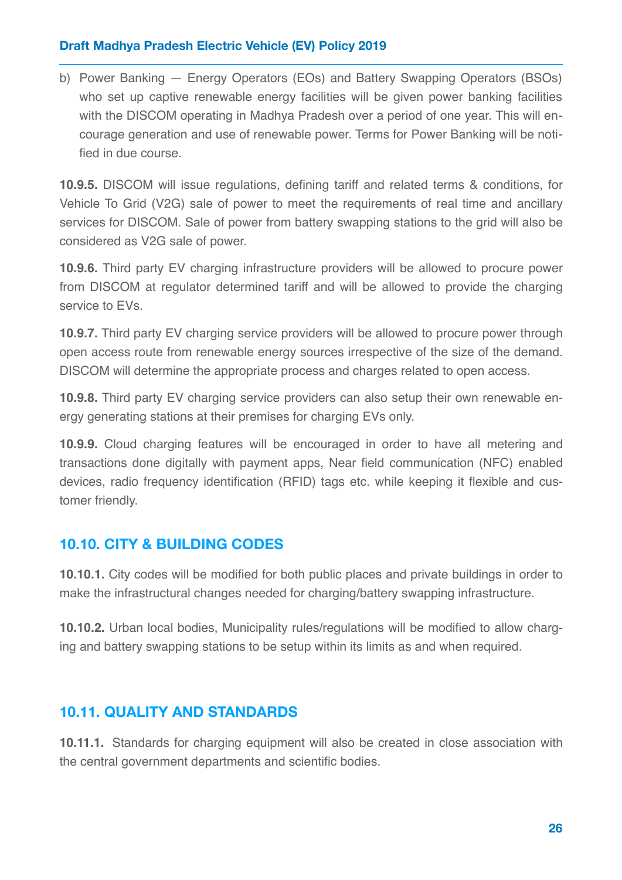b) Power Banking — Energy Operators (EOs) and Battery Swapping Operators (BSOs) who set up captive renewable energy facilities will be given power banking facilities with the DISCOM operating in Madhya Pradesh over a period of one year. This will encourage generation and use of renewable power. Terms for Power Banking will be notified in due course.

**10.9.5.** DISCOM will issue regulations, defining tariff and related terms & conditions, for Vehicle To Grid (V2G) sale of power to meet the requirements of real time and ancillary services for DISCOM. Sale of power from battery swapping stations to the grid will also be considered as V2G sale of power.

**10.9.6.** Third party EV charging infrastructure providers will be allowed to procure power from DISCOM at regulator determined tariff and will be allowed to provide the charging service to EVs.

**10.9.7.** Third party EV charging service providers will be allowed to procure power through open access route from renewable energy sources irrespective of the size of the demand. DISCOM will determine the appropriate process and charges related to open access.

**10.9.8.** Third party EV charging service providers can also setup their own renewable energy generating stations at their premises for charging EVs only.

**10.9.9.** Cloud charging features will be encouraged in order to have all metering and transactions done digitally with payment apps, Near field communication (NFC) enabled devices, radio frequency identification (RFID) tags etc. while keeping it flexible and customer friendly.

## 10.10. CITY & BUILDING CODES

**10.10.1.** City codes will be modified for both public places and private buildings in order to make the infrastructural changes needed for charging/battery swapping infrastructure.

**10.10.2.** Urban local bodies, Municipality rules/regulations will be modified to allow charging and battery swapping stations to be setup within its limits as and when required.

## 10.11. QUALITY AND STANDARDS

**10.11.1.** Standards for charging equipment will also be created in close association with the central government departments and scientific bodies.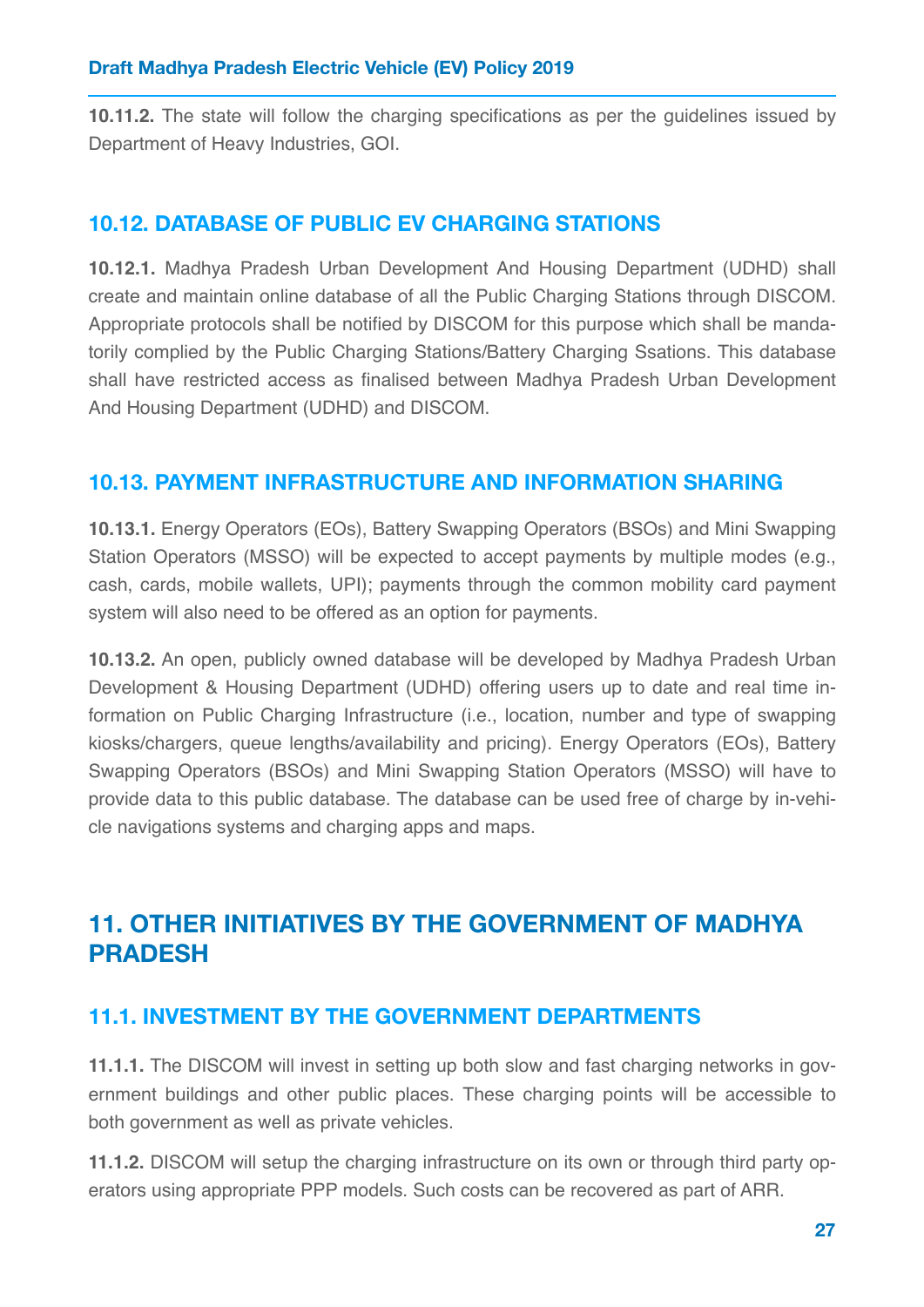**10.11.2.** The state will follow the charging specifications as per the guidelines issued by Department of Heavy Industries, GOI.

### 10.12. DATABASE OF PUBLIC EV CHARGING STATIONS

**10.12.1.** Madhya Pradesh Urban Development And Housing Department (UDHD) shall create and maintain online database of all the Public Charging Stations through DISCOM. Appropriate protocols shall be notified by DISCOM for this purpose which shall be mandatorily complied by the Public Charging Stations/Battery Charging Ssations. This database shall have restricted access as finalised between Madhya Pradesh Urban Development And Housing Department (UDHD) and DISCOM.

### 10.13. PAYMENT INFRASTRUCTURE AND INFORMATION SHARING

**10.13.1.** Energy Operators (EOs), Battery Swapping Operators (BSOs) and Mini Swapping Station Operators (MSSO) will be expected to accept payments by multiple modes (e.g., cash, cards, mobile wallets, UPI); payments through the common mobility card payment system will also need to be offered as an option for payments.

**10.13.2.** An open, publicly owned database will be developed by Madhya Pradesh Urban Development & Housing Department (UDHD) offering users up to date and real time information on Public Charging Infrastructure (i.e., location, number and type of swapping kiosks/chargers, queue lengths/availability and pricing). Energy Operators (EOs), Battery Swapping Operators (BSOs) and Mini Swapping Station Operators (MSSO) will have to provide data to this public database. The database can be used free of charge by in-vehicle navigations systems and charging apps and maps.

## 11. OTHER INITIATIVES BY THE GOVERNMENT OF MADHYA PRADESH

### 11.1. INVESTMENT BY THE GOVERNMENT DEPARTMENTS

**11.1.1.** The DISCOM will invest in setting up both slow and fast charging networks in government buildings and other public places. These charging points will be accessible to both government as well as private vehicles.

**11.1.2.** DISCOM will setup the charging infrastructure on its own or through third party operators using appropriate PPP models. Such costs can be recovered as part of ARR.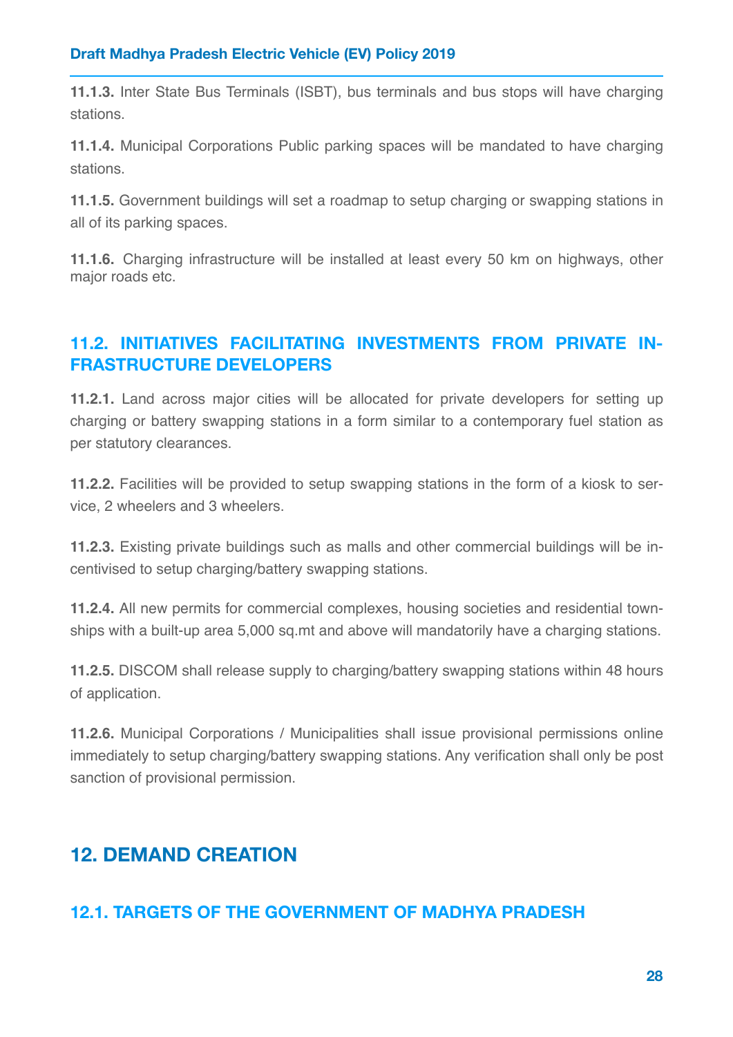**11.1.3.** Inter State Bus Terminals (ISBT), bus terminals and bus stops will have charging stations.

**11.1.4.** Municipal Corporations Public parking spaces will be mandated to have charging stations.

**11.1.5.** Government buildings will set a roadmap to setup charging or swapping stations in all of its parking spaces.

**11.1.6.** Charging infrastructure will be installed at least every 50 km on highways, other major roads etc.

### 11.2. INITIATIVES FACILITATING INVESTMENTS FROM PRIVATE INFRASTRUCTURE DEVELOPERS

**11.2.1.** Land across major cities will be allocated for private developers for setting up charging or battery swapping stations in a form similar to a contemporary fuel station as per statutory clearances.

**11.2.2.** Facilities will be provided to setup swapping stations in the form of a kiosk to service, 2 wheelers and 3 wheelers.

**11.2.3.** Existing private buildings such as malls and other commercial buildings will be incentivised to setup charging/battery swapping stations.

**11.2.4.** All new permits for commercial complexes, housing societies and residential townships with a built-up area 5,000 sq.mt and above will mandatorily have a charging stations.

**11.2.5.** DISCOM shall release supply to charging/battery swapping stations within 48 hours of application.

**11.2.6.** Municipal Corporations / Municipalities shall issue provisional permissions online immediately to setup charging/battery swapping stations. Any verification shall only be post sanction of provisional permission.

## 12. DEMAND CREATION

### 12.1. TARGETS OF THE GOVERNMENT OF MADHYA PRADESH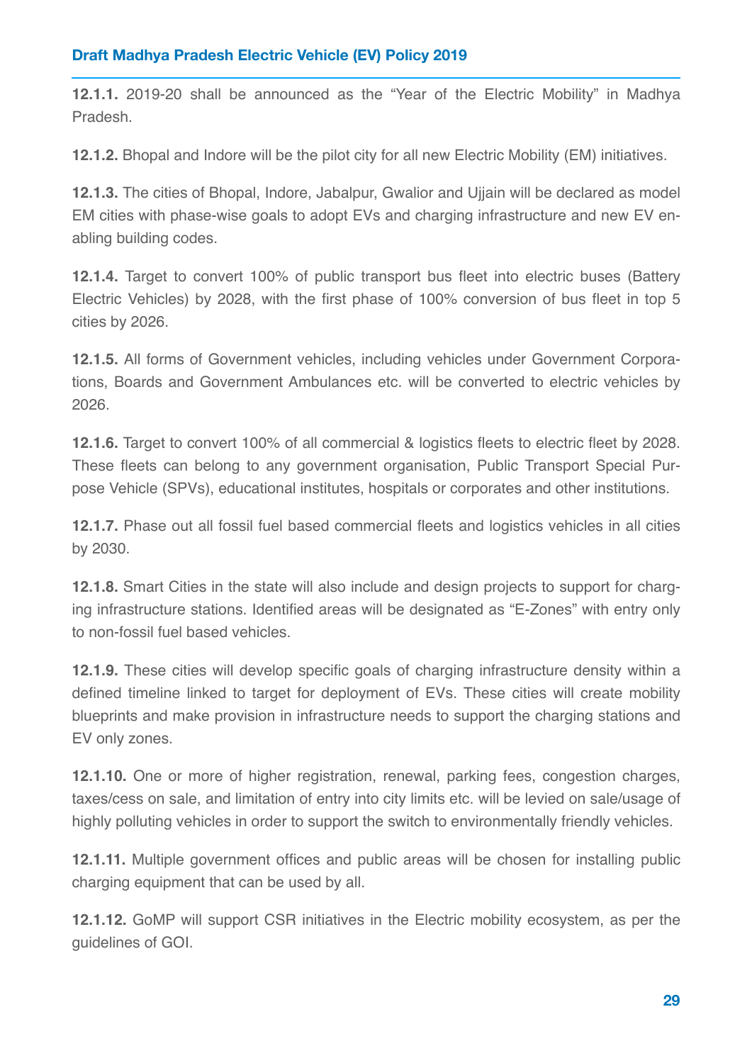**12.1.1.** 2019-20 shall be announced as the "Year of the Electric Mobility" in Madhya Pradesh.

**12.1.2.** Bhopal and Indore will be the pilot city for all new Electric Mobility (EM) initiatives.

**12.1.3.** The cities of Bhopal, Indore, Jabalpur, Gwalior and Ujjain will be declared as model EM cities with phase-wise goals to adopt EVs and charging infrastructure and new EV enabling building codes.

**12.1.4.** Target to convert 100% of public transport bus fleet into electric buses (Battery Electric Vehicles) by 2028, with the first phase of 100% conversion of bus fleet in top 5 cities by 2026.

**12.1.5.** All forms of Government vehicles, including vehicles under Government Corporations, Boards and Government Ambulances etc. will be converted to electric vehicles by 2026.

**12.1.6.** Target to convert 100% of all commercial & logistics fleets to electric fleet by 2028. These fleets can belong to any government organisation, Public Transport Special Purpose Vehicle (SPVs), educational institutes, hospitals or corporates and other institutions.

**12.1.7.** Phase out all fossil fuel based commercial fleets and logistics vehicles in all cities by 2030.

**12.1.8.** Smart Cities in the state will also include and design projects to support for charging infrastructure stations. Identified areas will be designated as "E-Zones" with entry only to non-fossil fuel based vehicles.

**12.1.9.** These cities will develop specific goals of charging infrastructure density within a defined timeline linked to target for deployment of EVs. These cities will create mobility blueprints and make provision in infrastructure needs to support the charging stations and EV only zones.

**12.1.10.** One or more of higher registration, renewal, parking fees, congestion charges, taxes/cess on sale, and limitation of entry into city limits etc. will be levied on sale/usage of highly polluting vehicles in order to support the switch to environmentally friendly vehicles.

**12.1.11.** Multiple government offices and public areas will be chosen for installing public charging equipment that can be used by all.

**12.1.12.** GoMP will support CSR initiatives in the Electric mobility ecosystem, as per the guidelines of GOI.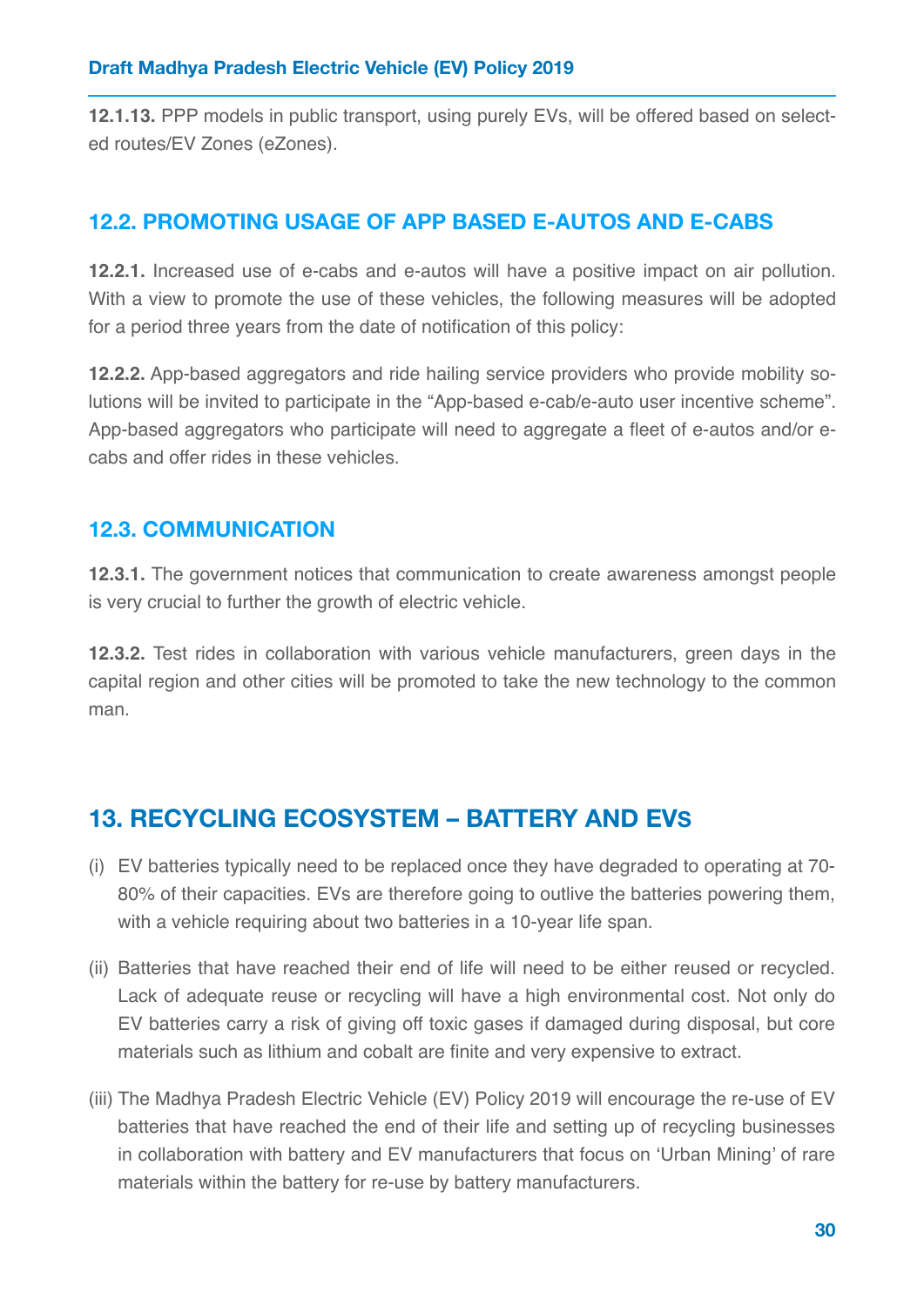**12.1.13.** PPP models in public transport, using purely EVs, will be offered based on selected routes/EV Zones (eZones).

## 12.2. PROMOTING USAGE OF APP BASED E-AUTOS AND E-CABS

**12.2.1.** Increased use of e-cabs and e-autos will have a positive impact on air pollution. With a view to promote the use of these vehicles, the following measures will be adopted for a period three years from the date of notification of this policy:

**12.2.2.** App-based aggregators and ride hailing service providers who provide mobility solutions will be invited to participate in the "App-based e-cab/e-auto user incentive scheme". App-based aggregators who participate will need to aggregate a fleet of e-autos and/or e-cabs and offer rides in these vehicles.

## 12.3. COMMUNICATION

**12.3.1.** The government notices that communication to create awareness amongst people is very crucial to further the growth of electric vehicle.

**12.3.2.** Test rides in collaboration with various vehicle manufacturers, green days in the capital region and other cities will be promoted to take the new technology to the common man.

# 13. RECYCLING ECOSYSTEM – BATTERY AND EVs

(i) EV batteries typically need to be replaced once they have degraded to operating at 70-80% of their capacities. EVs are therefore going to outlive the batteries powering them, with a vehicle requiring about two batteries in a 10-year life span.

(ii) Batteries that have reached their end of life will need to be either reused or recycled. Lack of adequate reuse or recycling will have a high environmental cost. Not only do EV batteries carry a risk of giving off toxic gases if damaged during disposal, but core materials such as lithium and cobalt are finite and very expensive to extract.

(iii) The Madhya Pradesh Electric Vehicle (EV) Policy 2019 will encourage the re-use of EV batteries that have reached the end of their life and setting up of recycling businesses in collaboration with battery and EV manufacturers that focus on 'Urban Mining' of rare materials within the battery for re-use by battery manufacturers.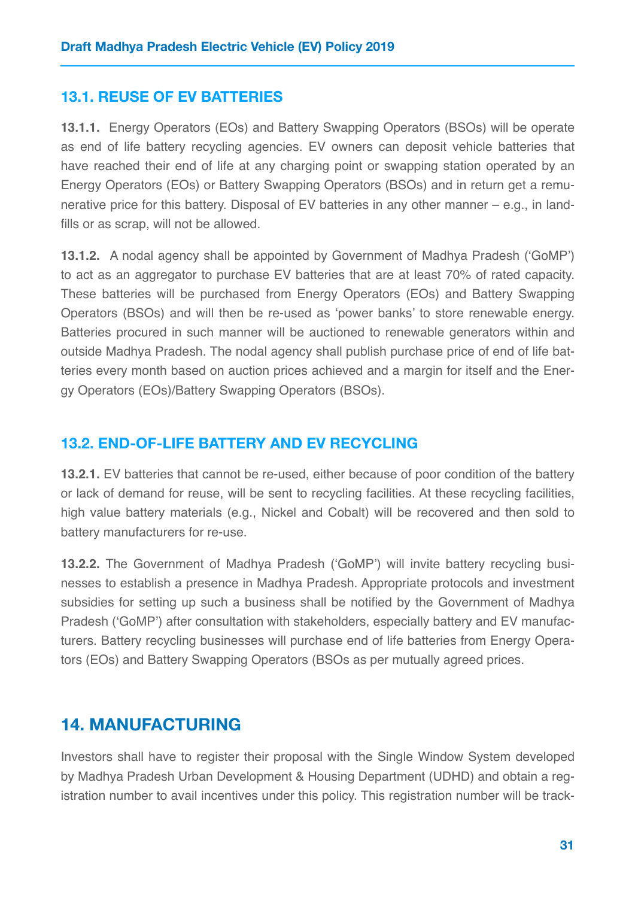## 13.1. REUSE OF EV BATTERIES

**13.1.1.** Energy Operators (EOs) and Battery Swapping Operators (BSOs) will be operate as end of life battery recycling agencies. EV owners can deposit vehicle batteries that have reached their end of life at any charging point or swapping station operated by an Energy Operators (EOs) or Battery Swapping Operators (BSOs) and in return get a remunerative price for this battery. Disposal of EV batteries in any other manner – e.g., in landfills or as scrap, will not be allowed.

**13.1.2.** A nodal agency shall be appointed by Government of Madhya Pradesh ('GoMP') to act as an aggregator to purchase EV batteries that are at least 70% of rated capacity. These batteries will be purchased from Energy Operators (EOs) and Battery Swapping Operators (BSOs) and will then be re-used as 'power banks' to store renewable energy. Batteries procured in such manner will be auctioned to renewable generators within and outside Madhya Pradesh. The nodal agency shall publish purchase price of end of life batteries every month based on auction prices achieved and a margin for itself and the Energy Operators (EOs)/Battery Swapping Operators (BSOs).

## 13.2. END-OF-LIFE BATTERY AND EV RECYCLING

**13.2.1.** EV batteries that cannot be re-used, either because of poor condition of the battery or lack of demand for reuse, will be sent to recycling facilities. At these recycling facilities, high value battery materials (e.g., Nickel and Cobalt) will be recovered and then sold to battery manufacturers for re-use.

**13.2.2.** The Government of Madhya Pradesh ('GoMP') will invite battery recycling businesses to establish a presence in Madhya Pradesh. Appropriate protocols and investment subsidies for setting up such a business shall be notified by the Government of Madhya Pradesh ('GoMP') after consultation with stakeholders, especially battery and EV manufacturers. Battery recycling businesses will purchase end of life batteries from Energy Operators (EOs) and Battery Swapping Operators (BSOs as per mutually agreed prices.

# 14. MANUFACTURING

Investors shall have to register their proposal with the Single Window System developed by Madhya Pradesh Urban Development & Housing Department (UDHD) and obtain a registration number to avail incentives under this policy. This registration number will be track-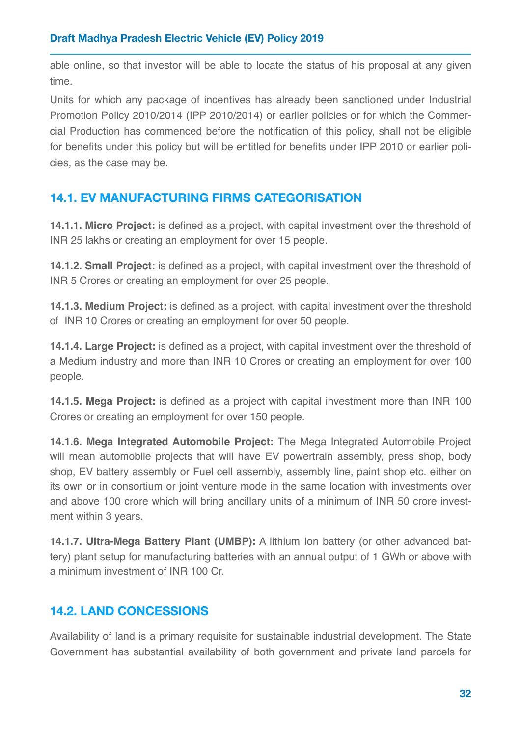able online, so that investor will be able to locate the status of his proposal at any given time.

Units for which any package of incentives has already been sanctioned under Industrial Promotion Policy 2010/2014 (IPP 2010/2014) or earlier policies or for which the Commercial Production has commenced before the notification of this policy, shall not be eligible for benefits under this policy but will be entitled for benefits under IPP 2010 or earlier policies, as the case may be.

## 14.1. EV MANUFACTURING FIRMS CATEGORISATION

**14.1.1. Micro Project:** is defined as a project, with capital investment over the threshold of INR 25 lakhs or creating an employment for over 15 people.

**14.1.2. Small Project:** is defined as a project, with capital investment over the threshold of INR 5 Crores or creating an employment for over 25 people.

**14.1.3. Medium Project:** is defined as a project, with capital investment over the threshold of INR 10 Crores or creating an employment for over 50 people.

**14.1.4. Large Project:** is defined as a project, with capital investment over the threshold of a Medium industry and more than INR 10 Crores or creating an employment for over 100 people.

**14.1.5. Mega Project:** is defined as a project with capital investment more than INR 100 Crores or creating an employment for over 150 people.

**14.1.6. Mega Integrated Automobile Project:** The Mega Integrated Automobile Project will mean automobile projects that will have EV powertrain assembly, press shop, body shop, EV battery assembly or Fuel cell assembly, assembly line, paint shop etc. either on its own or in consortium or joint venture mode in the same location with investments over and above 100 crore which will bring ancillary units of a minimum of INR 50 crore investment within 3 years.

**14.1.7. Ultra-Mega Battery Plant (UMBP):** A lithium Ion battery (or other advanced battery) plant setup for manufacturing batteries with an annual output of 1 GWh or above with a minimum investment of INR 100 Cr.

## 14.2. LAND CONCESSIONS

Availability of land is a primary requisite for sustainable industrial development. The State Government has substantial availability of both government and private land parcels for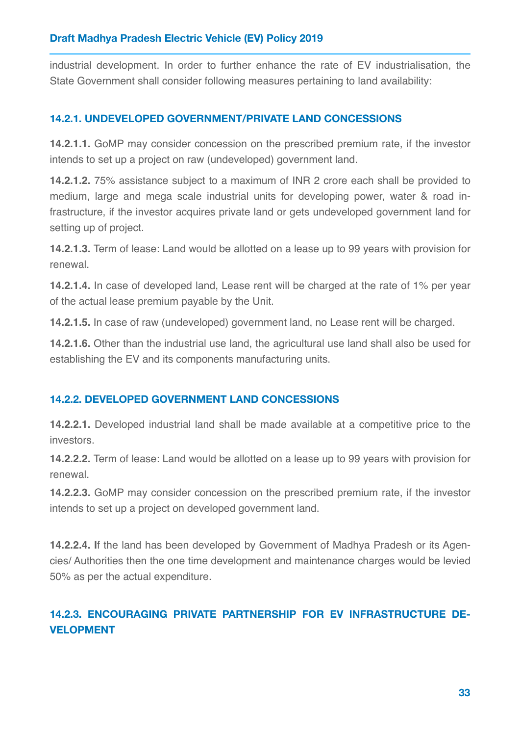industrial development. In order to further enhance the rate of EV industrialisation, the State Government shall consider following measures pertaining to land availability:

#### 14.2.1. UNDEVELOPED GOVERNMENT/PRIVATE LAND CONCESSIONS

**14.2.1.1.** GoMP may consider concession on the prescribed premium rate, if the investor intends to set up a project on raw (undeveloped) government land.

**14.2.1.2.** 75% assistance subject to a maximum of INR 2 crore each shall be provided to medium, large and mega scale industrial units for developing power, water & road infrastructure, if the investor acquires private land or gets undeveloped government land for setting up of project.

**14.2.1.3.** Term of lease: Land would be allotted on a lease up to 99 years with provision for renewal.

**14.2.1.4.** In case of developed land, Lease rent will be charged at the rate of 1% per year of the actual lease premium payable by the Unit.

**14.2.1.5.** In case of raw (undeveloped) government land, no Lease rent will be charged.

**14.2.1.6.** Other than the industrial use land, the agricultural use land shall also be used for establishing the EV and its components manufacturing units.

#### 14.2.2. DEVELOPED GOVERNMENT LAND CONCESSIONS

**14.2.2.1.** Developed industrial land shall be made available at a competitive price to the investors.

**14.2.2.2.** Term of lease: Land would be allotted on a lease up to 99 years with provision for renewal.

**14.2.2.3.** GoMP may consider concession on the prescribed premium rate, if the investor intends to set up a project on developed government land.

**14.2.2.4.** If the land has been developed by Government of Madhya Pradesh or its Agencies/ Authorities then the one time development and maintenance charges would be levied 50% as per the actual expenditure.

#### 14.2.3. ENCOURAGING PRIVATE PARTNERSHIP FOR EV INFRASTRUCTURE DEVELOPMENT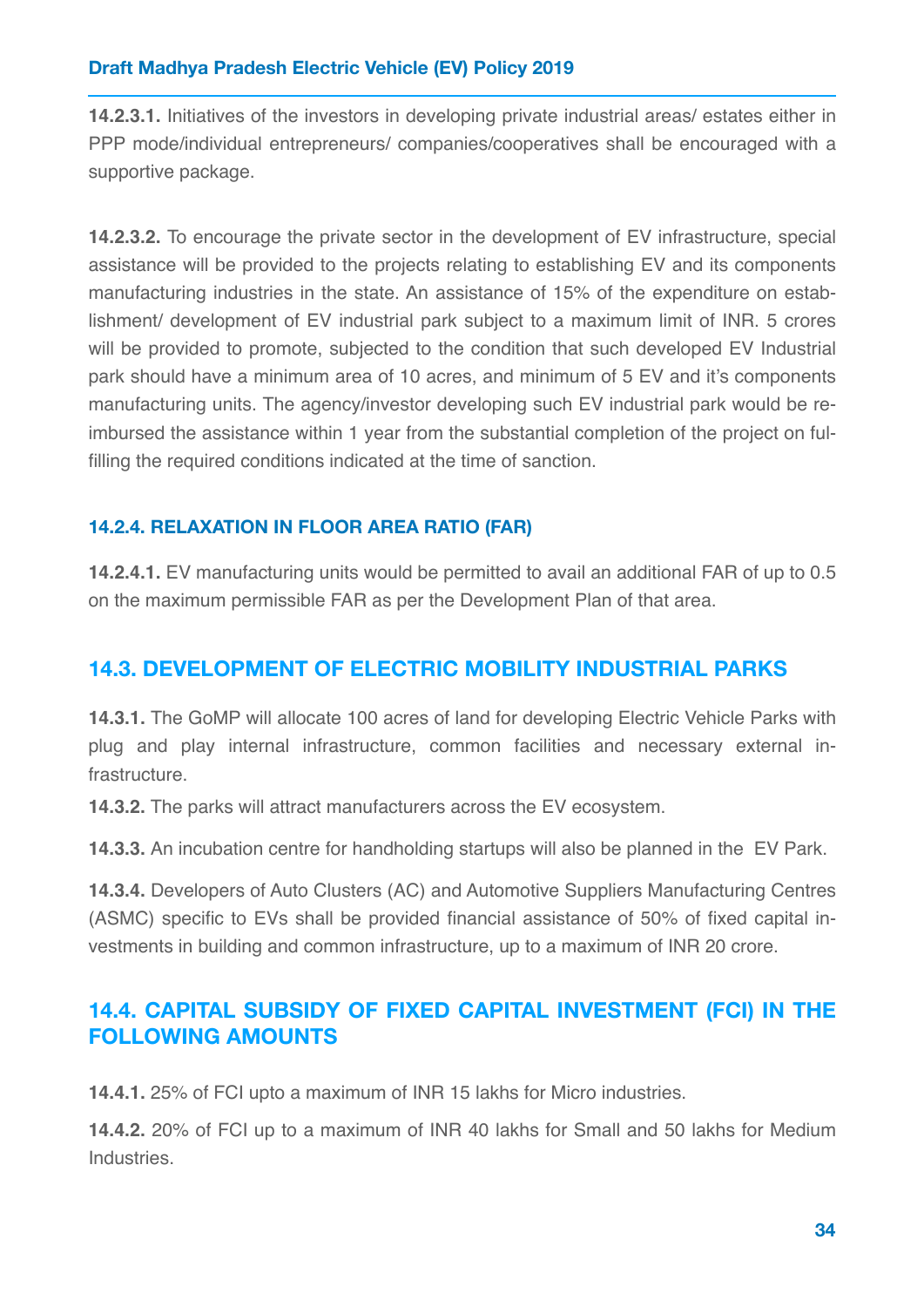**14.2.3.1.** Initiatives of the investors in developing private industrial areas/ estates either in PPP mode/individual entrepreneurs/ companies/cooperatives shall be encouraged with a supportive package.

**14.2.3.2.** To encourage the private sector in the development of EV infrastructure, special assistance will be provided to the projects relating to establishing EV and its components manufacturing industries in the state. An assistance of 15% of the expenditure on establishment/ development of EV industrial park subject to a maximum limit of INR. 5 crores will be provided to promote, subjected to the condition that such developed EV Industrial park should have a minimum area of 10 acres, and minimum of 5 EV and it's components manufacturing units. The agency/investor developing such EV industrial park would be reimbursed the assistance within 1 year from the substantial completion of the project on fulfilling the required conditions indicated at the time of sanction.

#### 14.2.4. RELAXATION IN FLOOR AREA RATIO (FAR)

**14.2.4.1.** EV manufacturing units would be permitted to avail an additional FAR of up to 0.5 on the maximum permissible FAR as per the Development Plan of that area.

## 14.3. DEVELOPMENT OF ELECTRIC MOBILITY INDUSTRIAL PARKS

**14.3.1.** The GoMP will allocate 100 acres of land for developing Electric Vehicle Parks with plug and play internal infrastructure, common facilities and necessary external infrastructure.

**14.3.2.** The parks will attract manufacturers across the EV ecosystem.

**14.3.3.** An incubation centre for handholding startups will also be planned in the EV Park.

**14.3.4.** Developers of Auto Clusters (AC) and Automotive Suppliers Manufacturing Centres (ASMC) specific to EVs shall be provided financial assistance of 50% of fixed capital investments in building and common infrastructure, up to a maximum of INR 20 crore.

## 14.4. CAPITAL SUBSIDY OF FIXED CAPITAL INVESTMENT (FCI) IN THE FOLLOWING AMOUNTS

**14.4.1.** 25% of FCI upto a maximum of INR 15 lakhs for Micro industries.

**14.4.2.** 20% of FCI up to a maximum of INR 40 lakhs for Small and 50 lakhs for Medium Industries.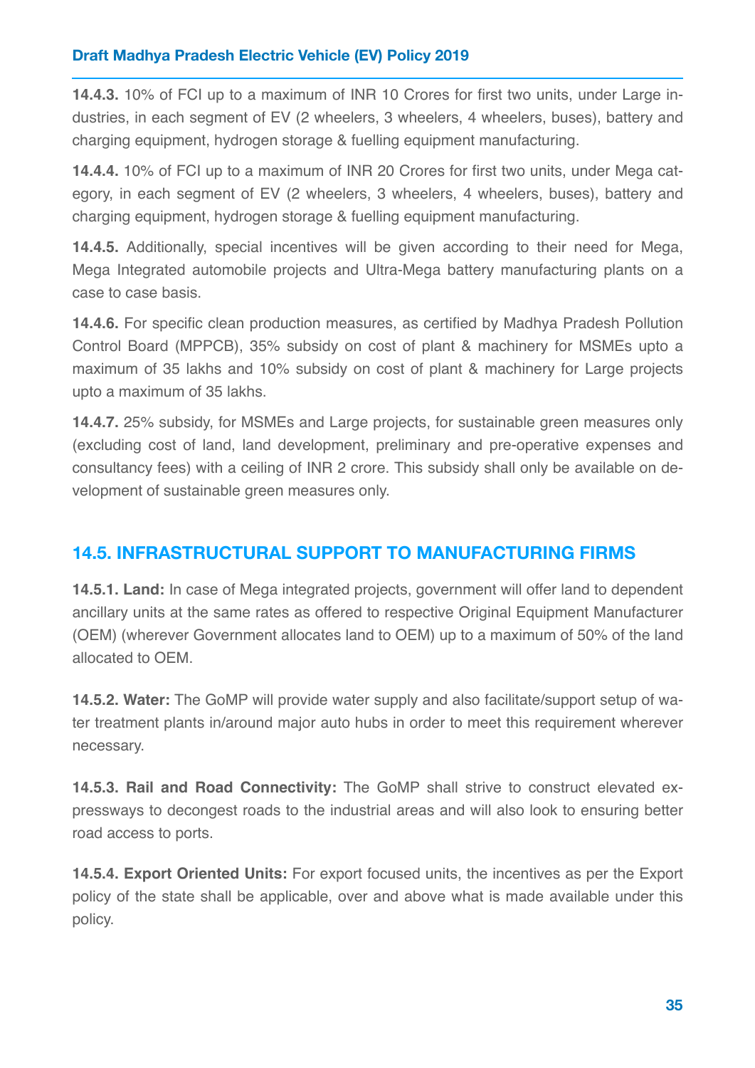**14.4.3.** 10% of FCI up to a maximum of INR 10 Crores for first two units, under Large industries, in each segment of EV (2 wheelers, 3 wheelers, 4 wheelers, buses), battery and charging equipment, hydrogen storage & fuelling equipment manufacturing.

**14.4.4.** 10% of FCI up to a maximum of INR 20 Crores for first two units, under Mega category, in each segment of EV (2 wheelers, 3 wheelers, 4 wheelers, buses), battery and charging equipment, hydrogen storage & fuelling equipment manufacturing.

**14.4.5.** Additionally, special incentives will be given according to their need for Mega, Mega Integrated automobile projects and Ultra-Mega battery manufacturing plants on a case to case basis.

**14.4.6.** For specific clean production measures, as certified by Madhya Pradesh Pollution Control Board (MPPCB), 35% subsidy on cost of plant & machinery for MSMEs upto a maximum of 35 lakhs and 10% subsidy on cost of plant & machinery for Large projects upto a maximum of 35 lakhs.

**14.4.7.** 25% subsidy, for MSMEs and Large projects, for sustainable green measures only (excluding cost of land, land development, preliminary and pre-operative expenses and consultancy fees) with a ceiling of INR 2 crore. This subsidy shall only be available on development of sustainable green measures only.

## 14.5. INFRASTRUCTURAL SUPPORT TO MANUFACTURING FIRMS

**14.5.1. Land:** In case of Mega integrated projects, government will offer land to dependent ancillary units at the same rates as offered to respective Original Equipment Manufacturer (OEM) (wherever Government allocates land to OEM) up to a maximum of 50% of the land allocated to OEM.

**14.5.2. Water:** The GoMP will provide water supply and also facilitate/support setup of water treatment plants in/around major auto hubs in order to meet this requirement wherever necessary.

**14.5.3. Rail and Road Connectivity:** The GoMP shall strive to construct elevated expressways to decongest roads to the industrial areas and will also look to ensuring better road access to ports.

**14.5.4. Export Oriented Units:** For export focused units, the incentives as per the Export policy of the state shall be applicable, over and above what is made available under this policy.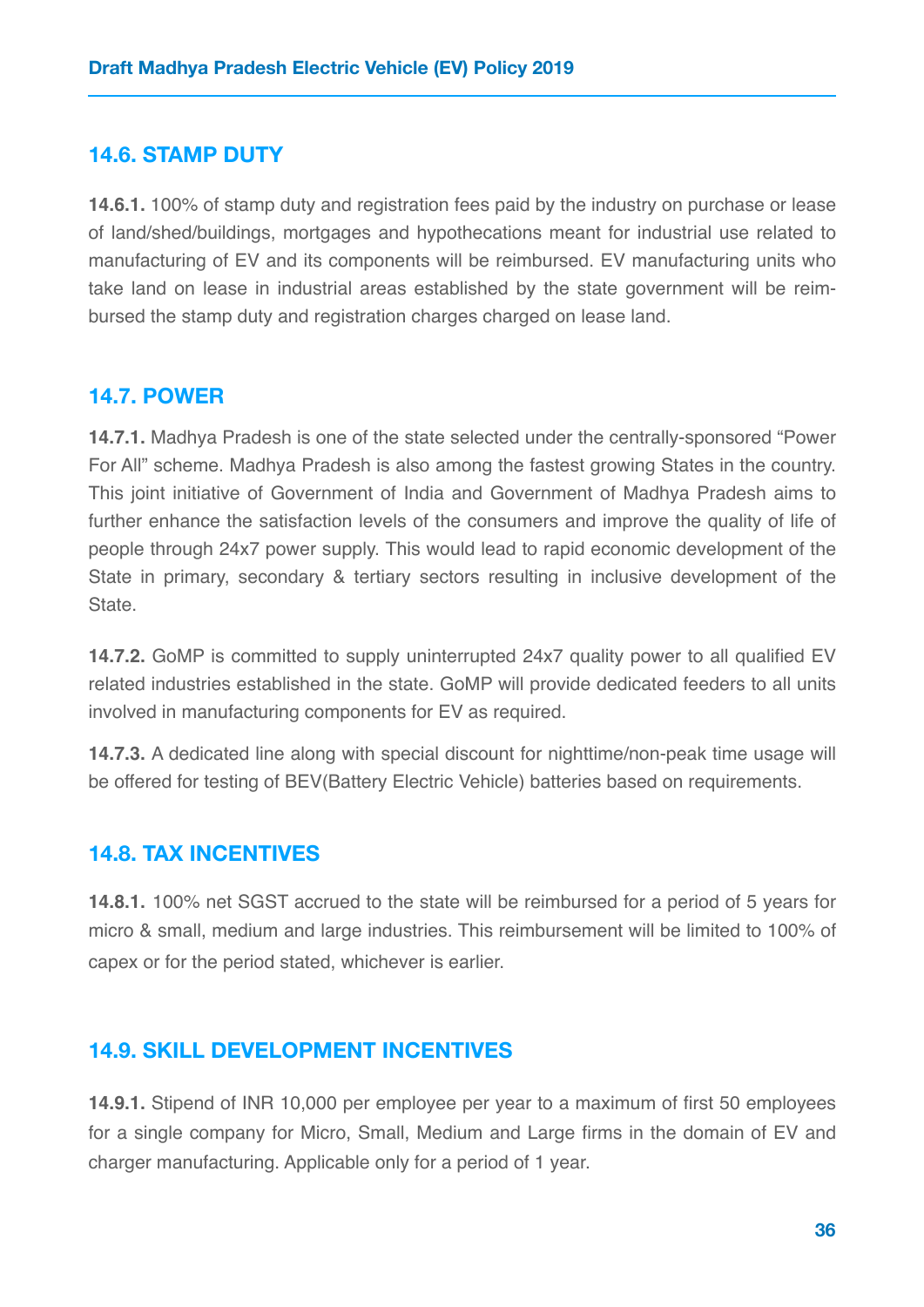## 14.6. STAMP DUTY

**14.6.1.** 100% of stamp duty and registration fees paid by the industry on purchase or lease of land/shed/buildings, mortgages and hypothecations meant for industrial use related to manufacturing of EV and its components will be reimbursed. EV manufacturing units who take land on lease in industrial areas established by the state government will be reimbursed the stamp duty and registration charges charged on lease land.

## 14.7. POWER

**14.7.1.** Madhya Pradesh is one of the state selected under the centrally-sponsored "Power For All" scheme. Madhya Pradesh is also among the fastest growing States in the country. This joint initiative of Government of India and Government of Madhya Pradesh aims to further enhance the satisfaction levels of the consumers and improve the quality of life of people through 24x7 power supply. This would lead to rapid economic development of the State in primary, secondary & tertiary sectors resulting in inclusive development of the State.

**14.7.2.** GoMP is committed to supply uninterrupted 24x7 quality power to all qualified EV related industries established in the state. GoMP will provide dedicated feeders to all units involved in manufacturing components for EV as required.

**14.7.3.** A dedicated line along with special discount for nighttime/non-peak time usage will be offered for testing of BEV(Battery Electric Vehicle) batteries based on requirements.

## 14.8. TAX INCENTIVES

**14.8.1.** 100% net SGST accrued to the state will be reimbursed for a period of 5 years for micro & small, medium and large industries. This reimbursement will be limited to 100% of capex or for the period stated, whichever is earlier.

## 14.9. SKILL DEVELOPMENT INCENTIVES

**14.9.1.** Stipend of INR 10,000 per employee per year to a maximum of first 50 employees for a single company for Micro, Small, Medium and Large firms in the domain of EV and charger manufacturing. Applicable only for a period of 1 year.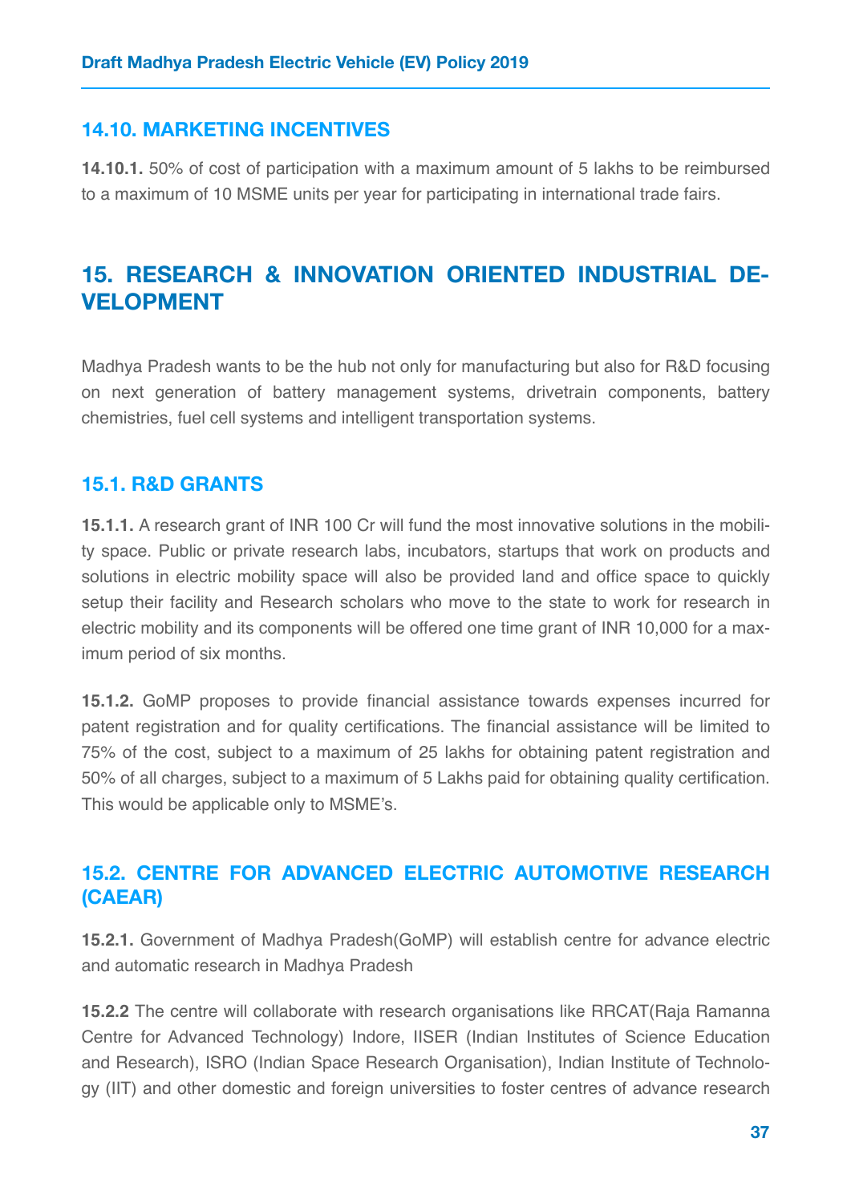### 14.10. MARKETING INCENTIVES

**14.10.1.** 50% of cost of participation with a maximum amount of 5 lakhs to be reimbursed to a maximum of 10 MSME units per year for participating in international trade fairs.

## 15. RESEARCH & INNOVATION ORIENTED INDUSTRIAL DEVELOPMENT

Madhya Pradesh wants to be the hub not only for manufacturing but also for R&D focusing on next generation of battery management systems, drivetrain components, battery chemistries, fuel cell systems and intelligent transportation systems.

### 15.1. R&D GRANTS

**15.1.1.** A research grant of INR 100 Cr will fund the most innovative solutions in the mobility space. Public or private research labs, incubators, startups that work on products and solutions in electric mobility space will also be provided land and office space to quickly setup their facility and Research scholars who move to the state to work for research in electric mobility and its components will be offered one time grant of INR 10,000 for a maximum period of six months.

**15.1.2.** GoMP proposes to provide financial assistance towards expenses incurred for patent registration and for quality certifications. The financial assistance will be limited to 75% of the cost, subject to a maximum of 25 lakhs for obtaining patent registration and 50% of all charges, subject to a maximum of 5 Lakhs paid for obtaining quality certification. This would be applicable only to MSME's.

### 15.2. CENTRE FOR ADVANCED ELECTRIC AUTOMOTIVE RESEARCH (CAEAR)

**15.2.1.** Government of Madhya Pradesh(GoMP) will establish centre for advance electric and automatic research in Madhya Pradesh

**15.2.2** The centre will collaborate with research organisations like RRCAT(Raja Ramanna Centre for Advanced Technology) Indore, IISER (Indian Institutes of Science Education and Research), ISRO (Indian Space Research Organisation), Indian Institute of Technology (IIT) and other domestic and foreign universities to foster centres of advance research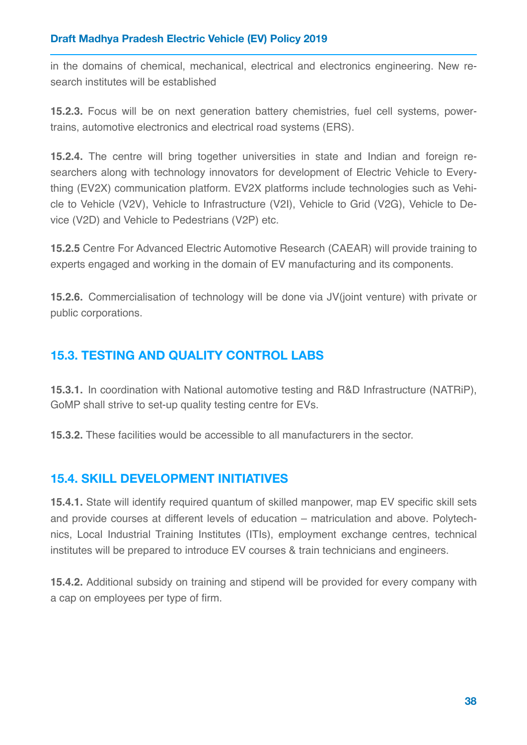in the domains of chemical, mechanical, electrical and electronics engineering. New research institutes will be established

**15.2.3.** Focus will be on next generation battery chemistries, fuel cell systems, powertrains, automotive electronics and electrical road systems (ERS).

**15.2.4.** The centre will bring together universities in state and Indian and foreign researchers along with technology innovators for development of Electric Vehicle to Everything (EV2X) communication platform. EV2X platforms include technologies such as Vehicle to Vehicle (V2V), Vehicle to Infrastructure (V2I), Vehicle to Grid (V2G), Vehicle to Device (V2D) and Vehicle to Pedestrians (V2P) etc.

**15.2.5** Centre For Advanced Electric Automotive Research (CAEAR) will provide training to experts engaged and working in the domain of EV manufacturing and its components.

**15.2.6.** Commercialisation of technology will be done via JV(joint venture) with private or public corporations.

## 15.3. TESTING AND QUALITY CONTROL LABS

**15.3.1.** In coordination with National automotive testing and R&D Infrastructure (NATRiP), GoMP shall strive to set-up quality testing centre for EVs.

**15.3.2.** These facilities would be accessible to all manufacturers in the sector.

## 15.4. SKILL DEVELOPMENT INITIATIVES

**15.4.1.** State will identify required quantum of skilled manpower, map EV specific skill sets and provide courses at different levels of education – matriculation and above. Polytechnics, Local Industrial Training Institutes (ITIs), employment exchange centres, technical institutes will be prepared to introduce EV courses & train technicians and engineers.

**15.4.2.** Additional subsidy on training and stipend will be provided for every company with a cap on employees per type of firm.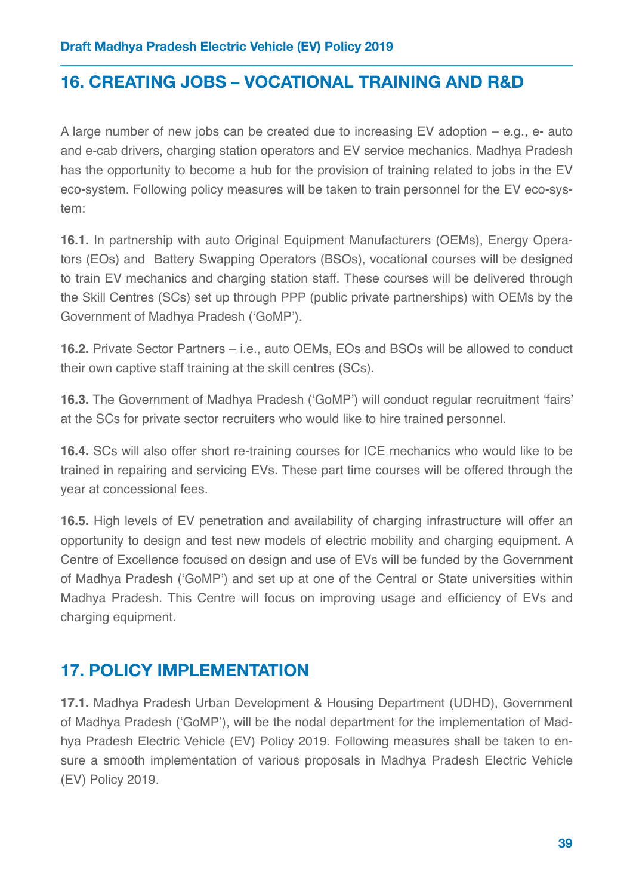## 16. CREATING JOBS – VOCATIONAL TRAINING AND R&D

A large number of new jobs can be created due to increasing EV adoption – e.g., e- auto and e-cab drivers, charging station operators and EV service mechanics. Madhya Pradesh has the opportunity to become a hub for the provision of training related to jobs in the EV eco-system. Following policy measures will be taken to train personnel for the EV eco-system:

**16.1.** In partnership with auto Original Equipment Manufacturers (OEMs), Energy Operators (EOs) and Battery Swapping Operators (BSOs), vocational courses will be designed to train EV mechanics and charging station staff. These courses will be delivered through the Skill Centres (SCs) set up through PPP (public private partnerships) with OEMs by the Government of Madhya Pradesh ('GoMP').

**16.2.** Private Sector Partners – i.e., auto OEMs, EOs and BSOs will be allowed to conduct their own captive staff training at the skill centres (SCs).

**16.3.** The Government of Madhya Pradesh ('GoMP') will conduct regular recruitment 'fairs' at the SCs for private sector recruiters who would like to hire trained personnel.

**16.4.** SCs will also offer short re-training courses for ICE mechanics who would like to be trained in repairing and servicing EVs. These part time courses will be offered through the year at concessional fees.

**16.5.** High levels of EV penetration and availability of charging infrastructure will offer an opportunity to design and test new models of electric mobility and charging equipment. A Centre of Excellence focused on design and use of EVs will be funded by the Government of Madhya Pradesh ('GoMP') and set up at one of the Central or State universities within Madhya Pradesh. This Centre will focus on improving usage and efficiency of EVs and charging equipment.

## 17. POLICY IMPLEMENTATION

**17.1.** Madhya Pradesh Urban Development & Housing Department (UDHD), Government of Madhya Pradesh ('GoMP'), will be the nodal department for the implementation of Madhya Pradesh Electric Vehicle (EV) Policy 2019. Following measures shall be taken to ensure a smooth implementation of various proposals in Madhya Pradesh Electric Vehicle (EV) Policy 2019.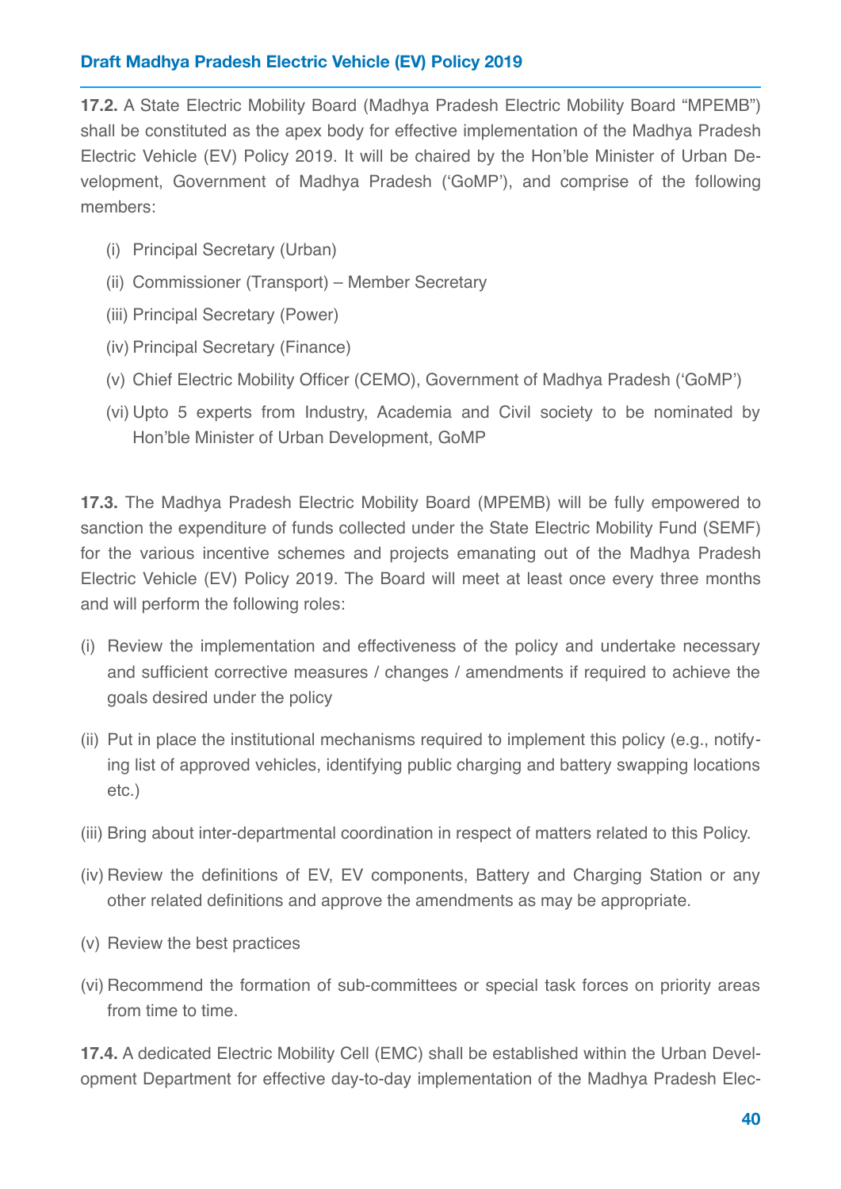**17.2.** A State Electric Mobility Board (Madhya Pradesh Electric Mobility Board "MPEMB") shall be constituted as the apex body for effective implementation of the Madhya Pradesh Electric Vehicle (EV) Policy 2019. It will be chaired by the Hon'ble Minister of Urban Development, Government of Madhya Pradesh ('GoMP'), and comprise of the following members:

(i) Principal Secretary (Urban)

(ii) Commissioner (Transport) – Member Secretary

(iii) Principal Secretary (Power)

(iv) Principal Secretary (Finance)

(v) Chief Electric Mobility Officer (CEMO), Government of Madhya Pradesh ('GoMP')

(vi) Upto 5 experts from Industry, Academia and Civil society to be nominated by Hon'ble Minister of Urban Development, GoMP

**17.3.** The Madhya Pradesh Electric Mobility Board (MPEMB) will be fully empowered to sanction the expenditure of funds collected under the State Electric Mobility Fund (SEMF) for the various incentive schemes and projects emanating out of the Madhya Pradesh Electric Vehicle (EV) Policy 2019. The Board will meet at least once every three months and will perform the following roles:

(i) Review the implementation and effectiveness of the policy and undertake necessary and sufficient corrective measures / changes / amendments if required to achieve the goals desired under the policy

(ii) Put in place the institutional mechanisms required to implement this policy (e.g., notifying list of approved vehicles, identifying public charging and battery swapping locations etc.)

(iii) Bring about inter-departmental coordination in respect of matters related to this Policy.

(iv) Review the definitions of EV, EV components, Battery and Charging Station or any other related definitions and approve the amendments as may be appropriate.

(v) Review the best practices

(vi) Recommend the formation of sub-committees or special task forces on priority areas from time to time.

**17.4.** A dedicated Electric Mobility Cell (EMC) shall be established within the Urban Development Department for effective day-to-day implementation of the Madhya Pradesh Elec-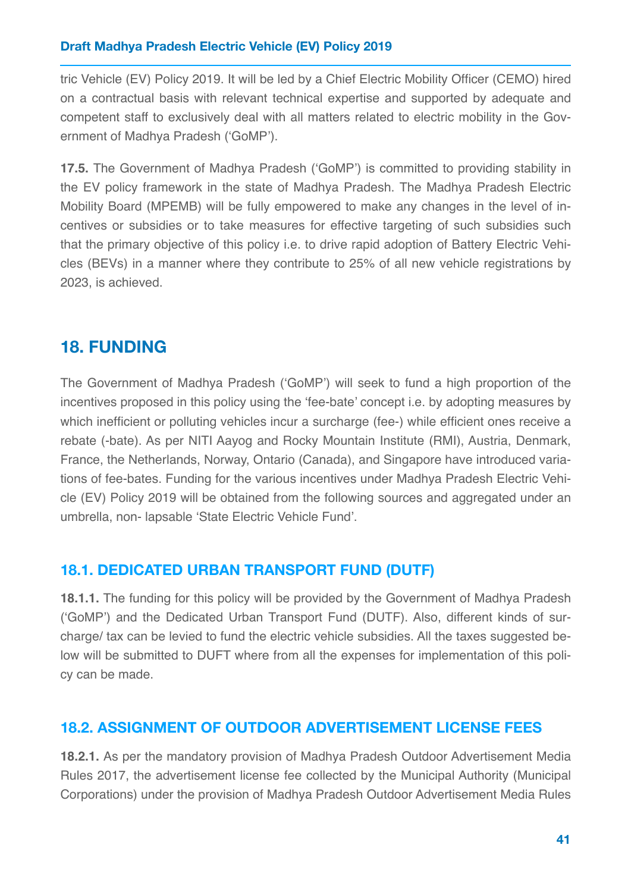tric Vehicle (EV) Policy 2019. It will be led by a Chief Electric Mobility Officer (CEMO) hired on a contractual basis with relevant technical expertise and supported by adequate and competent staff to exclusively deal with all matters related to electric mobility in the Government of Madhya Pradesh ('GoMP').

**17.5.** The Government of Madhya Pradesh ('GoMP') is committed to providing stability in the EV policy framework in the state of Madhya Pradesh. The Madhya Pradesh Electric Mobility Board (MPEMB) will be fully empowered to make any changes in the level of incentives or subsidies or to take measures for effective targeting of such subsidies such that the primary objective of this policy i.e. to drive rapid adoption of Battery Electric Vehicles (BEVs) in a manner where they contribute to 25% of all new vehicle registrations by 2023, is achieved.

## 18. FUNDING

The Government of Madhya Pradesh ('GoMP') will seek to fund a high proportion of the incentives proposed in this policy using the 'fee-bate' concept i.e. by adopting measures by which inefficient or polluting vehicles incur a surcharge (fee-) while efficient ones receive a rebate (-bate). As per NITI Aayog and Rocky Mountain Institute (RMI), Austria, Denmark, France, the Netherlands, Norway, Ontario (Canada), and Singapore have introduced variations of fee-bates. Funding for the various incentives under Madhya Pradesh Electric Vehicle (EV) Policy 2019 will be obtained from the following sources and aggregated under an umbrella, non- lapsable 'State Electric Vehicle Fund'.

### 18.1. DEDICATED URBAN TRANSPORT FUND (DUTF)

**18.1.1.** The funding for this policy will be provided by the Government of Madhya Pradesh ('GoMP') and the Dedicated Urban Transport Fund (DUTF). Also, different kinds of surcharge/ tax can be levied to fund the electric vehicle subsidies. All the taxes suggested below will be submitted to DUFT where from all the expenses for implementation of this policy can be made.

### 18.2. ASSIGNMENT OF OUTDOOR ADVERTISEMENT LICENSE FEES

**18.2.1.** As per the mandatory provision of Madhya Pradesh Outdoor Advertisement Media Rules 2017, the advertisement license fee collected by the Municipal Authority (Municipal Corporations) under the provision of Madhya Pradesh Outdoor Advertisement Media Rules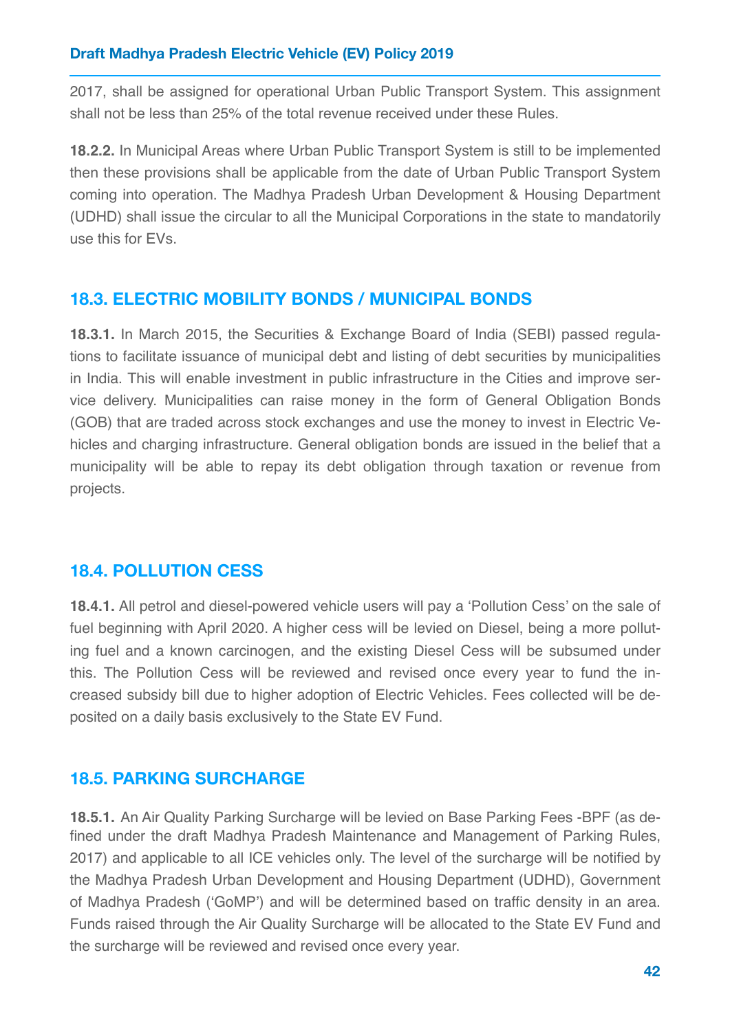2017, shall be assigned for operational Urban Public Transport System. This assignment shall not be less than 25% of the total revenue received under these Rules.

**18.2.2.** In Municipal Areas where Urban Public Transport System is still to be implemented then these provisions shall be applicable from the date of Urban Public Transport System coming into operation. The Madhya Pradesh Urban Development & Housing Department (UDHD) shall issue the circular to all the Municipal Corporations in the state to mandatorily use this for EVs.

## 18.3. ELECTRIC MOBILITY BONDS / MUNICIPAL BONDS

**18.3.1.** In March 2015, the Securities & Exchange Board of India (SEBI) passed regulations to facilitate issuance of municipal debt and listing of debt securities by municipalities in India. This will enable investment in public infrastructure in the Cities and improve service delivery. Municipalities can raise money in the form of General Obligation Bonds (GOB) that are traded across stock exchanges and use the money to invest in Electric Vehicles and charging infrastructure. General obligation bonds are issued in the belief that a municipality will be able to repay its debt obligation through taxation or revenue from projects.

## 18.4. POLLUTION CESS

**18.4.1.** All petrol and diesel-powered vehicle users will pay a 'Pollution Cess' on the sale of fuel beginning with April 2020. A higher cess will be levied on Diesel, being a more polluting fuel and a known carcinogen, and the existing Diesel Cess will be subsumed under this. The Pollution Cess will be reviewed and revised once every year to fund the increased subsidy bill due to higher adoption of Electric Vehicles. Fees collected will be deposited on a daily basis exclusively to the State EV Fund.

## 18.5. PARKING SURCHARGE

**18.5.1.** An Air Quality Parking Surcharge will be levied on Base Parking Fees -BPF (as defined under the draft Madhya Pradesh Maintenance and Management of Parking Rules, 2017) and applicable to all ICE vehicles only. The level of the surcharge will be notified by the Madhya Pradesh Urban Development and Housing Department (UDHD), Government of Madhya Pradesh ('GoMP') and will be determined based on traffic density in an area. Funds raised through the Air Quality Surcharge will be allocated to the State EV Fund and the surcharge will be reviewed and revised once every year.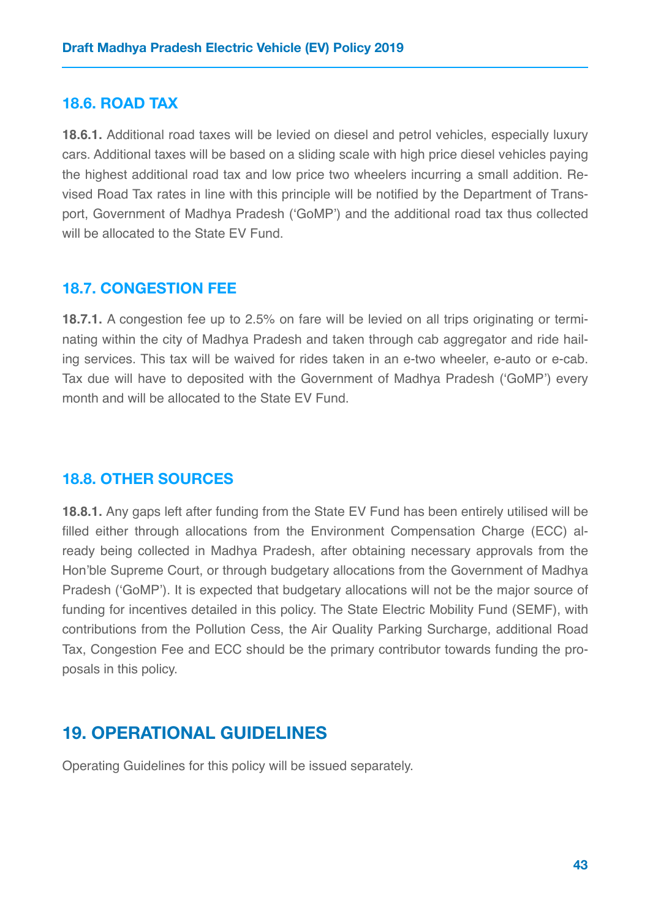## 18.6. ROAD TAX

**18.6.1.** Additional road taxes will be levied on diesel and petrol vehicles, especially luxury cars. Additional taxes will be based on a sliding scale with high price diesel vehicles paying the highest additional road tax and low price two wheelers incurring a small addition. Revised Road Tax rates in line with this principle will be notified by the Department of Transport, Government of Madhya Pradesh ('GoMP') and the additional road tax thus collected will be allocated to the State EV Fund.

## 18.7. CONGESTION FEE

**18.7.1.** A congestion fee up to 2.5% on fare will be levied on all trips originating or terminating within the city of Madhya Pradesh and taken through cab aggregator and ride hailing services. This tax will be waived for rides taken in an e-two wheeler, e-auto or e-cab. Tax due will have to deposited with the Government of Madhya Pradesh ('GoMP') every month and will be allocated to the State EV Fund.

## 18.8. OTHER SOURCES

**18.8.1.** Any gaps left after funding from the State EV Fund has been entirely utilised will be filled either through allocations from the Environment Compensation Charge (ECC) already being collected in Madhya Pradesh, after obtaining necessary approvals from the Hon'ble Supreme Court, or through budgetary allocations from the Government of Madhya Pradesh ('GoMP'). It is expected that budgetary allocations will not be the major source of funding for incentives detailed in this policy. The State Electric Mobility Fund (SEMF), with contributions from the Pollution Cess, the Air Quality Parking Surcharge, additional Road Tax, Congestion Fee and ECC should be the primary contributor towards funding the proposals in this policy.

# 19. OPERATIONAL GUIDELINES

Operating Guidelines for this policy will be issued separately.